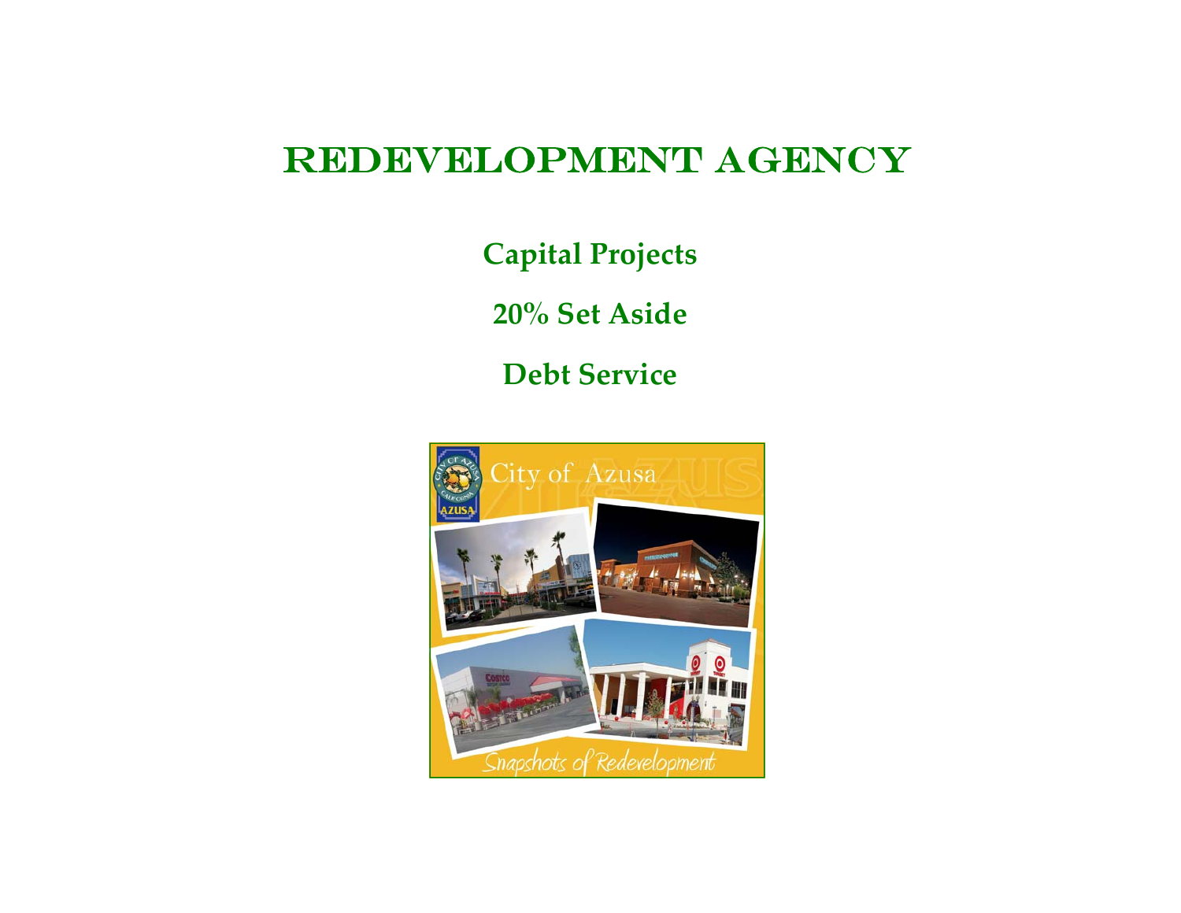# REDEVELOPMENT AGENCY

## Capital Projects

## 20% Set Aside

## Debt Service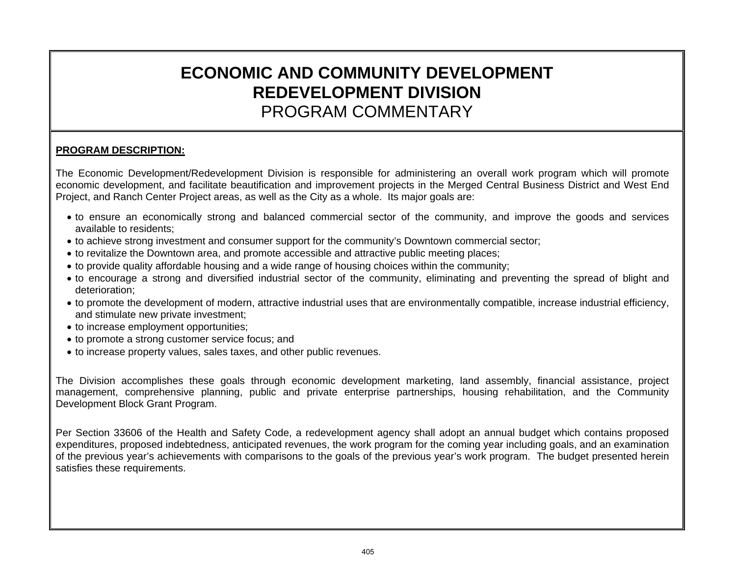# ECONOMIC AND COMMUNITY DEVELOPMENT
## REDEVELOPMENT DIVISION
## PROGRAM COMMENTARY

**PROGRAM DESCRIPTION:**

The Economic Development/Redevelopment Division is responsible for administering an overall work program which will promote economic development, and facilitate beautification and improvement projects in the Merged Central Business District and West End Project, and Ranch Center Project areas, as well as the City as a whole. Its major goals are:

- to ensure an economically strong and balanced commercial sector of the community, and improve the goods and services available to residents;
- to achieve strong investment and consumer support for the community's Downtown commercial sector;
- to revitalize the Downtown area, and promote accessible and attractive public meeting places;
- to provide quality affordable housing and a wide range of housing choices within the community;
- to encourage a strong and diversified industrial sector of the community, eliminating and preventing the spread of blight and deterioration;
- to promote the development of modern, attractive industrial uses that are environmentally compatible, increase industrial efficiency, and stimulate new private investment;
- to increase employment opportunities;
- to promote a strong customer service focus; and
- to increase property values, sales taxes, and other public revenues.

The Division accomplishes these goals through economic development marketing, land assembly, financial assistance, project management, comprehensive planning, public and private enterprise partnerships, housing rehabilitation, and the Community Development Block Grant Program.

Per Section 33606 of the Health and Safety Code, a redevelopment agency shall adopt an annual budget which contains proposed expenditures, proposed indebtedness, anticipated revenues, the work program for the coming year including goals, and an examination of the previous year's achievements with comparisons to the goals of the previous year's work program. The budget presented herein satisfies these requirements.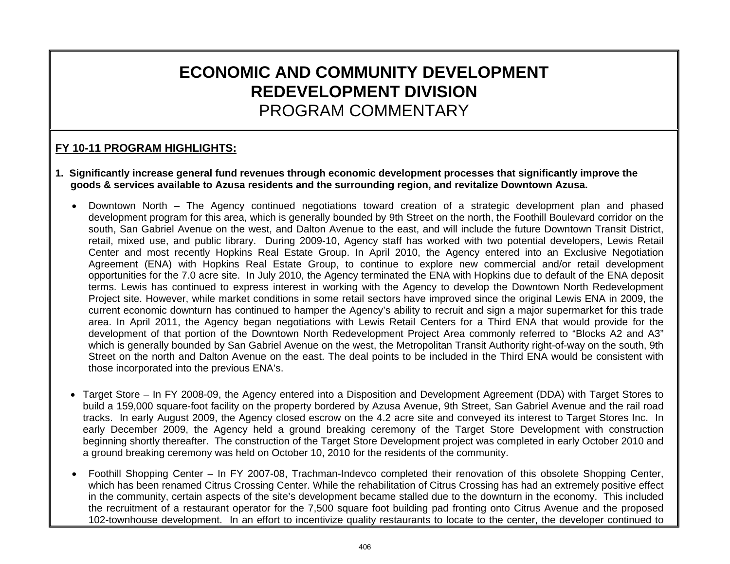# ECONOMIC AND COMMUNITY DEVELOPMENT
# REDEVELOPMENT DIVISION
## PROGRAM COMMENTARY

**FY 10-11 PROGRAM HIGHLIGHTS:**

**1. Significantly increase general fund revenues through economic development processes that significantly improve the goods & services available to Azusa residents and the surrounding region, and revitalize Downtown Azusa.**

- Downtown North – The Agency continued negotiations toward creation of a strategic development plan and phased development program for this area, which is generally bounded by 9th Street on the north, the Foothill Boulevard corridor on the south, San Gabriel Avenue on the west, and Dalton Avenue to the east, and will include the future Downtown Transit District, retail, mixed use, and public library. During 2009-10, Agency staff has worked with two potential developers, Lewis Retail Center and most recently Hopkins Real Estate Group. In April 2010, the Agency entered into an Exclusive Negotiation Agreement (ENA) with Hopkins Real Estate Group, to continue to explore new commercial and/or retail development opportunities for the 7.0 acre site. In July 2010, the Agency terminated the ENA with Hopkins due to default of the ENA deposit terms. Lewis has continued to express interest in working with the Agency to develop the Downtown North Redevelopment Project site. However, while market conditions in some retail sectors have improved since the original Lewis ENA in 2009, the current economic downturn has continued to hamper the Agency's ability to recruit and sign a major supermarket for this trade area. In April 2011, the Agency began negotiations with Lewis Retail Centers for a Third ENA that would provide for the development of that portion of the Downtown North Redevelopment Project Area commonly referred to "Blocks A2 and A3" which is generally bounded by San Gabriel Avenue on the west, the Metropolitan Transit Authority right-of-way on the south, 9th Street on the north and Dalton Avenue on the east. The deal points to be included in the Third ENA would be consistent with those incorporated into the previous ENA's.

- Target Store – In FY 2008-09, the Agency entered into a Disposition and Development Agreement (DDA) with Target Stores to build a 159,000 square-foot facility on the property bordered by Azusa Avenue, 9th Street, San Gabriel Avenue and the rail road tracks. In early August 2009, the Agency closed escrow on the 4.2 acre site and conveyed its interest to Target Stores Inc. In early December 2009, the Agency held a ground breaking ceremony of the Target Store Development with construction beginning shortly thereafter. The construction of the Target Store Development project was completed in early October 2010 and a ground breaking ceremony was held on October 10, 2010 for the residents of the community.

- Foothill Shopping Center – In FY 2007-08, Trachman-Indevco completed their renovation of this obsolete Shopping Center, which has been renamed Citrus Crossing Center. While the rehabilitation of Citrus Crossing has had an extremely positive effect in the community, certain aspects of the site's development became stalled due to the downturn in the economy. This included the recruitment of a restaurant operator for the 7,500 square foot building pad fronting onto Citrus Avenue and the proposed 102-townhouse development. In an effort to incentivize quality restaurants to locate to the center, the developer continued to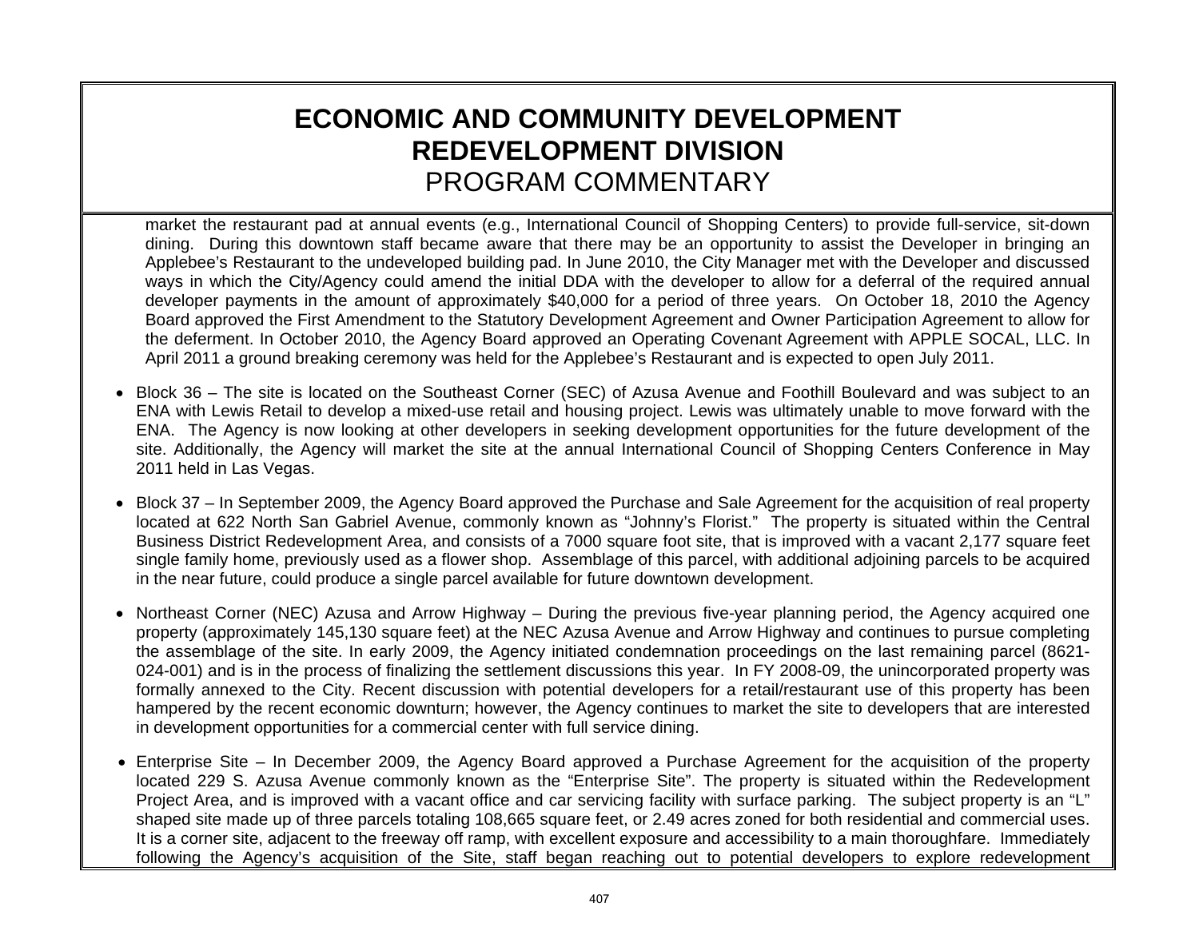# ECONOMIC AND COMMUNITY DEVELOPMENT
# REDEVELOPMENT DIVISION
## PROGRAM COMMENTARY

market the restaurant pad at annual events (e.g., International Council of Shopping Centers) to provide full-service, sit-down dining. During this downtown staff became aware that there may be an opportunity to assist the Developer in bringing an Applebee's Restaurant to the undeveloped building pad. In June 2010, the City Manager met with the Developer and discussed ways in which the City/Agency could amend the initial DDA with the developer to allow for a deferral of the required annual developer payments in the amount of approximately $40,000 for a period of three years. On October 18, 2010 the Agency Board approved the First Amendment to the Statutory Development Agreement and Owner Participation Agreement to allow for the deferment. In October 2010, the Agency Board approved an Operating Covenant Agreement with APPLE SOCAL, LLC. In April 2011 a ground breaking ceremony was held for the Applebee's Restaurant and is expected to open July 2011.

- Block 36 – The site is located on the Southeast Corner (SEC) of Azusa Avenue and Foothill Boulevard and was subject to an ENA with Lewis Retail to develop a mixed-use retail and housing project. Lewis was ultimately unable to move forward with the ENA. The Agency is now looking at other developers in seeking development opportunities for the future development of the site. Additionally, the Agency will market the site at the annual International Council of Shopping Centers Conference in May 2011 held in Las Vegas.

- Block 37 – In September 2009, the Agency Board approved the Purchase and Sale Agreement for the acquisition of real property located at 622 North San Gabriel Avenue, commonly known as "Johnny's Florist." The property is situated within the Central Business District Redevelopment Area, and consists of a 7000 square foot site, that is improved with a vacant 2,177 square feet single family home, previously used as a flower shop. Assemblage of this parcel, with additional adjoining parcels to be acquired in the near future, could produce a single parcel available for future downtown development.

- Northeast Corner (NEC) Azusa and Arrow Highway – During the previous five-year planning period, the Agency acquired one property (approximately 145,130 square feet) at the NEC Azusa Avenue and Arrow Highway and continues to pursue completing the assemblage of the site. In early 2009, the Agency initiated condemnation proceedings on the last remaining parcel (8621-024-001) and is in the process of finalizing the settlement discussions this year. In FY 2008-09, the unincorporated property was formally annexed to the City. Recent discussion with potential developers for a retail/restaurant use of this property has been hampered by the recent economic downturn; however, the Agency continues to market the site to developers that are interested in development opportunities for a commercial center with full service dining.

- Enterprise Site – In December 2009, the Agency Board approved a Purchase Agreement for the acquisition of the property located 229 S. Azusa Avenue commonly known as the "Enterprise Site". The property is situated within the Redevelopment Project Area, and is improved with a vacant office and car servicing facility with surface parking. The subject property is an "L" shaped site made up of three parcels totaling 108,665 square feet, or 2.49 acres zoned for both residential and commercial uses. It is a corner site, adjacent to the freeway off ramp, with excellent exposure and accessibility to a main thoroughfare. Immediately following the Agency's acquisition of the Site, staff began reaching out to potential developers to explore redevelopment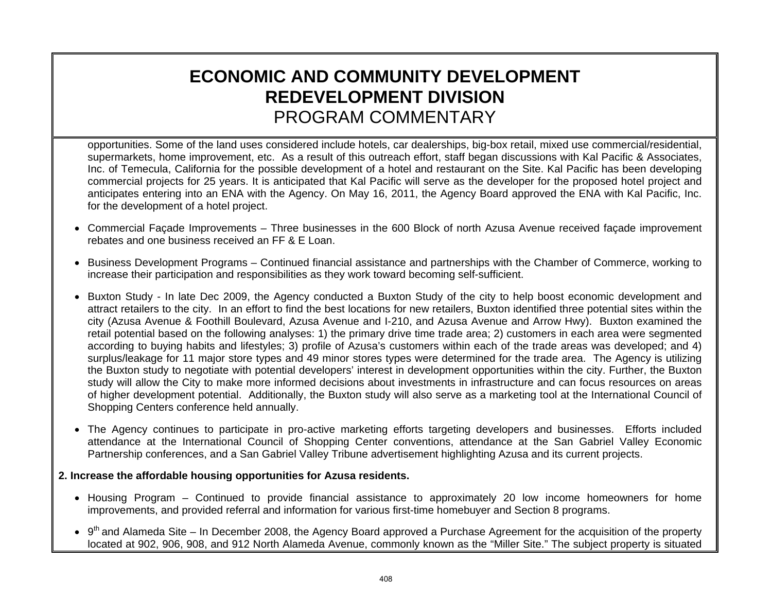# ECONOMIC AND COMMUNITY DEVELOPMENT
# REDEVELOPMENT DIVISION
## PROGRAM COMMENTARY

opportunities. Some of the land uses considered include hotels, car dealerships, big-box retail, mixed use commercial/residential, supermarkets, home improvement, etc. As a result of this outreach effort, staff began discussions with Kal Pacific & Associates, Inc. of Temecula, California for the possible development of a hotel and restaurant on the Site. Kal Pacific has been developing commercial projects for 25 years. It is anticipated that Kal Pacific will serve as the developer for the proposed hotel project and anticipates entering into an ENA with the Agency. On May 16, 2011, the Agency Board approved the ENA with Kal Pacific, Inc. for the development of a hotel project.

- Commercial Façade Improvements – Three businesses in the 600 Block of north Azusa Avenue received façade improvement rebates and one business received an FF & E Loan.

- Business Development Programs – Continued financial assistance and partnerships with the Chamber of Commerce, working to increase their participation and responsibilities as they work toward becoming self-sufficient.

- Buxton Study - In late Dec 2009, the Agency conducted a Buxton Study of the city to help boost economic development and attract retailers to the city. In an effort to find the best locations for new retailers, Buxton identified three potential sites within the city (Azusa Avenue & Foothill Boulevard, Azusa Avenue and I-210, and Azusa Avenue and Arrow Hwy). Buxton examined the retail potential based on the following analyses: 1) the primary drive time trade area; 2) customers in each area were segmented according to buying habits and lifestyles; 3) profile of Azusa's customers within each of the trade areas was developed; and 4) surplus/leakage for 11 major store types and 49 minor stores types were determined for the trade area. The Agency is utilizing the Buxton study to negotiate with potential developers' interest in development opportunities within the city. Further, the Buxton study will allow the City to make more informed decisions about investments in infrastructure and can focus resources on areas of higher development potential. Additionally, the Buxton study will also serve as a marketing tool at the International Council of Shopping Centers conference held annually.

- The Agency continues to participate in pro-active marketing efforts targeting developers and businesses. Efforts included attendance at the International Council of Shopping Center conventions, attendance at the San Gabriel Valley Economic Partnership conferences, and a San Gabriel Valley Tribune advertisement highlighting Azusa and its current projects.

**2. Increase the affordable housing opportunities for Azusa residents.**

- Housing Program – Continued to provide financial assistance to approximately 20 low income homeowners for home improvements, and provided referral and information for various first-time homebuyer and Section 8 programs.

- 9th and Alameda Site – In December 2008, the Agency Board approved a Purchase Agreement for the acquisition of the property located at 902, 906, 908, and 912 North Alameda Avenue, commonly known as the "Miller Site." The subject property is situated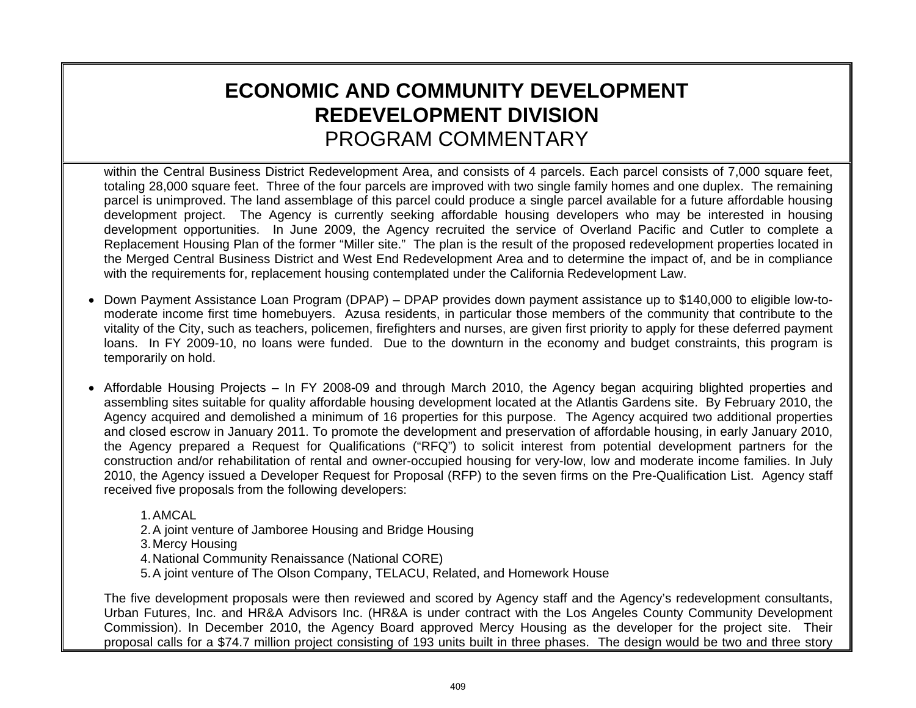# ECONOMIC AND COMMUNITY DEVELOPMENT
# REDEVELOPMENT DIVISION
## PROGRAM COMMENTARY

within the Central Business District Redevelopment Area, and consists of 4 parcels. Each parcel consists of 7,000 square feet, totaling 28,000 square feet. Three of the four parcels are improved with two single family homes and one duplex. The remaining parcel is unimproved. The land assemblage of this parcel could produce a single parcel available for a future affordable housing development project. The Agency is currently seeking affordable housing developers who may be interested in housing development opportunities. In June 2009, the Agency recruited the service of Overland Pacific and Cutler to complete a Replacement Housing Plan of the former "Miller site." The plan is the result of the proposed redevelopment properties located in the Merged Central Business District and West End Redevelopment Area and to determine the impact of, and be in compliance with the requirements for, replacement housing contemplated under the California Redevelopment Law.

- Down Payment Assistance Loan Program (DPAP) – DPAP provides down payment assistance up to $140,000 to eligible low-to-moderate income first time homebuyers. Azusa residents, in particular those members of the community that contribute to the vitality of the City, such as teachers, policemen, firefighters and nurses, are given first priority to apply for these deferred payment loans. In FY 2009-10, no loans were funded. Due to the downturn in the economy and budget constraints, this program is temporarily on hold.

- Affordable Housing Projects – In FY 2008-09 and through March 2010, the Agency began acquiring blighted properties and assembling sites suitable for quality affordable housing development located at the Atlantis Gardens site. By February 2010, the Agency acquired and demolished a minimum of 16 properties for this purpose. The Agency acquired two additional properties and closed escrow in January 2011. To promote the development and preservation of affordable housing, in early January 2010, the Agency prepared a Request for Qualifications ("RFQ") to solicit interest from potential development partners for the construction and/or rehabilitation of rental and owner-occupied housing for very-low, low and moderate income families. In July 2010, the Agency issued a Developer Request for Proposal (RFP) to the seven firms on the Pre-Qualification List. Agency staff received five proposals from the following developers:

  1. AMCAL
  2. A joint venture of Jamboree Housing and Bridge Housing
  3. Mercy Housing
  4. National Community Renaissance (National CORE)
  5. A joint venture of The Olson Company, TELACU, Related, and Homework House

  The five development proposals were then reviewed and scored by Agency staff and the Agency's redevelopment consultants, Urban Futures, Inc. and HR&A Advisors Inc. (HR&A is under contract with the Los Angeles County Community Development Commission). In December 2010, the Agency Board approved Mercy Housing as the developer for the project site. Their proposal calls for a $74.7 million project consisting of 193 units built in three phases. The design would be two and three story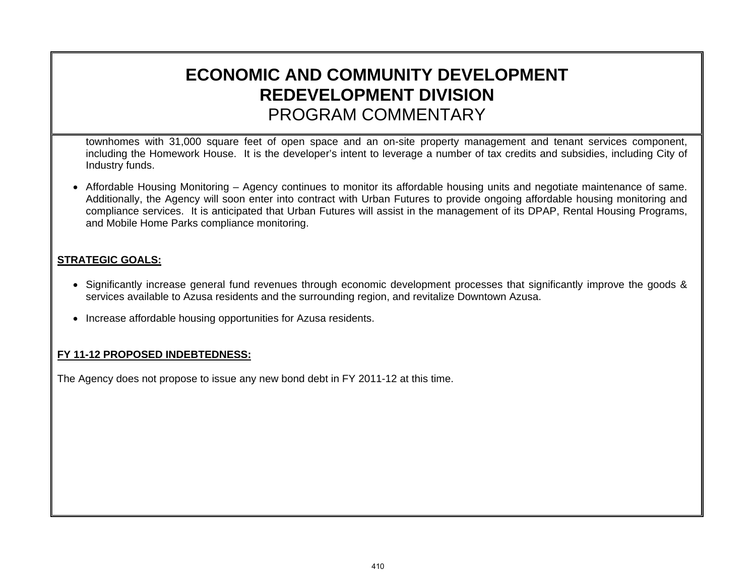# ECONOMIC AND COMMUNITY DEVELOPMENT
# REDEVELOPMENT DIVISION
## PROGRAM COMMENTARY

townhomes with 31,000 square feet of open space and an on-site property management and tenant services component, including the Homework House. It is the developer's intent to leverage a number of tax credits and subsidies, including City of Industry funds.

- Affordable Housing Monitoring – Agency continues to monitor its affordable housing units and negotiate maintenance of same. Additionally, the Agency will soon enter into contract with Urban Futures to provide ongoing affordable housing monitoring and compliance services. It is anticipated that Urban Futures will assist in the management of its DPAP, Rental Housing Programs, and Mobile Home Parks compliance monitoring.

**STRATEGIC GOALS:**

- Significantly increase general fund revenues through economic development processes that significantly improve the goods & services available to Azusa residents and the surrounding region, and revitalize Downtown Azusa.
- Increase affordable housing opportunities for Azusa residents.

**FY 11-12 PROPOSED INDEBTEDNESS:**

The Agency does not propose to issue any new bond debt in FY 2011-12 at this time.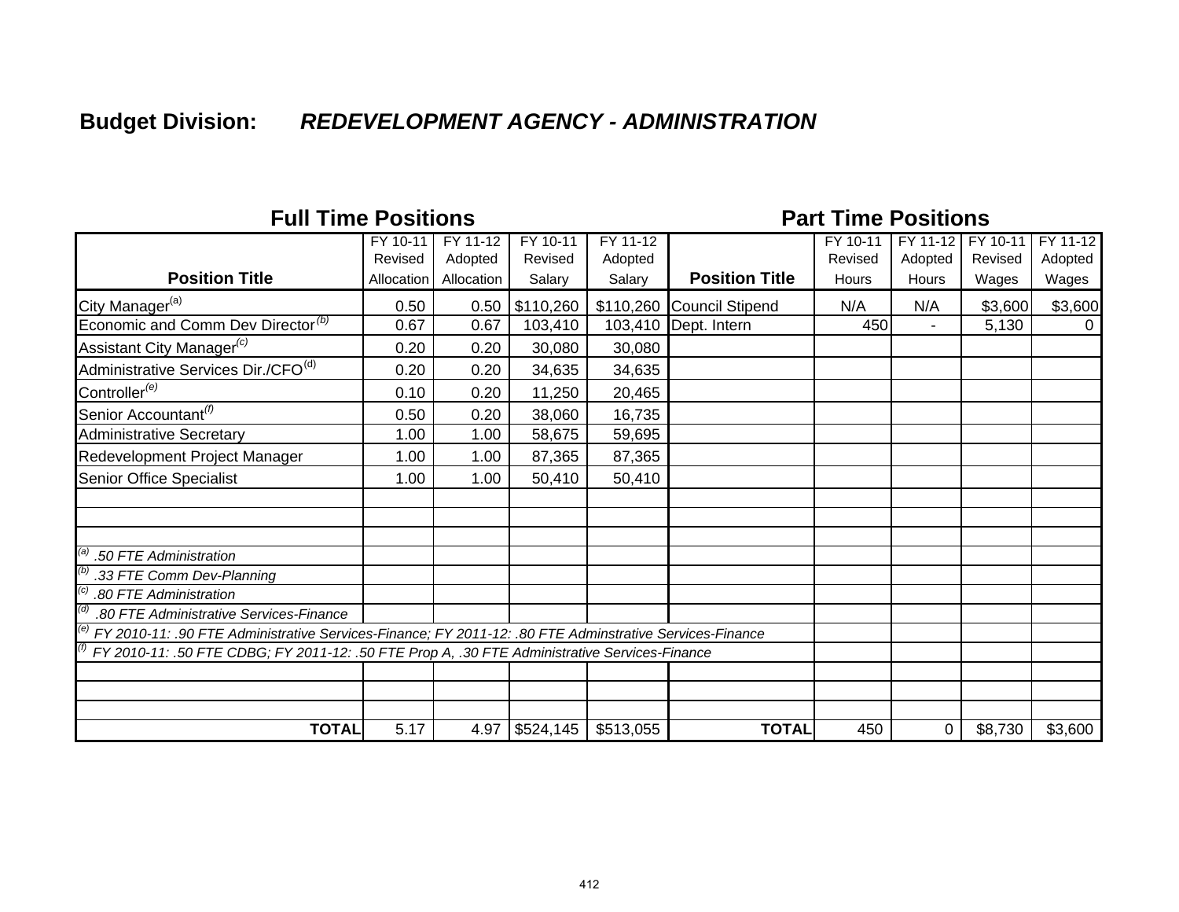**Budget Division:** ***REDEVELOPMENT AGENCY - ADMINISTRATION***

| **Full Time Positions** | | | | | **Part Time Positions** | | | | |
|---|---|---|---|---|---|---|---|---|---|
| **Position Title** | FY 10-11 Revised Allocation | FY 11-12 Adopted Allocation | FY 10-11 Revised Salary | FY 11-12 Adopted Salary | **Position Title** | FY 10-11 Revised Hours | FY 11-12 Adopted Hours | FY 10-11 Revised Wages | FY 11-12 Adopted Wages |
| City Manager[(a)] | 0.50 | 0.50 | $110,260 | $110,260 | Council Stipend | N/A | N/A | $3,600 | $3,600 |
| Economic and Comm Dev Director[(b)] | 0.67 | 0.67 | 103,410 | 103,410 | Dept. Intern | 450 | - | 5,130 | 0 |
| Assistant City Manager[(c)] | 0.20 | 0.20 | 30,080 | 30,080 | | | | | |
| Administrative Services Dir./CFO[(d)] | 0.20 | 0.20 | 34,635 | 34,635 | | | | | |
| Controller[(e)] | 0.10 | 0.20 | 11,250 | 20,465 | | | | | |
| Senior Accountant[(f)] | 0.50 | 0.20 | 38,060 | 16,735 | | | | | |
| Administrative Secretary | 1.00 | 1.00 | 58,675 | 59,695 | | | | | |
| Redevelopment Project Manager | 1.00 | 1.00 | 87,365 | 87,365 | | | | | |
| Senior Office Specialist | 1.00 | 1.00 | 50,410 | 50,410 | | | | | |
| **TOTAL** | 5.17 | 4.97 | $524,145 | $513,055 | **TOTAL** | 450 | 0 | $8,730 | $3,600 |

[(a)] *.50 FTE Administration*

[(b)] *.33 FTE Comm Dev-Planning*

[(c)] *.80 FTE Administration*

[(d)] *.80 FTE Administrative Services-Finance*

[(e)] *FY 2010-11: .90 FTE Administrative Services-Finance; FY 2011-12: .80 FTE Adminstrative Services-Finance*

[(f)] *FY 2010-11: .50 FTE CDBG; FY 2011-12: .50 FTE Prop A, .30 FTE Administrative Services-Finance*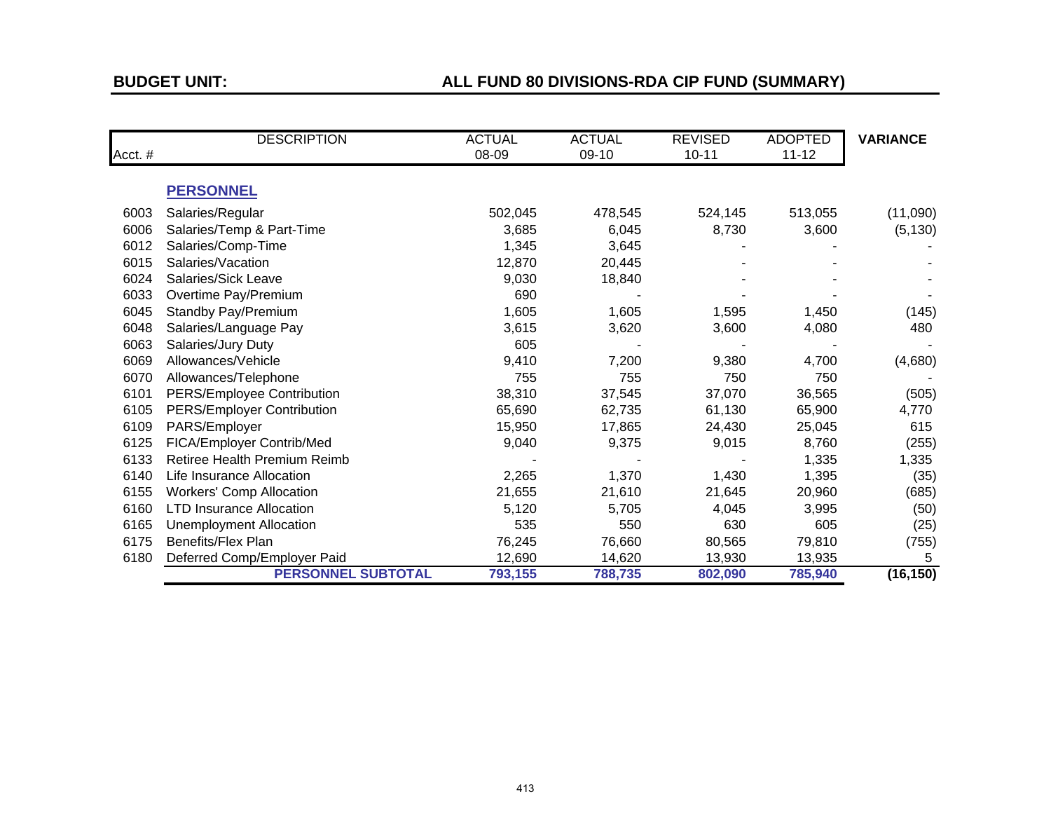**BUDGET UNIT:** **ALL FUND 80 DIVISIONS-RDA CIP FUND (SUMMARY)**

| Acct. # | DESCRIPTION | ACTUAL 08-09 | ACTUAL 09-10 | REVISED 10-11 | ADOPTED 11-12 | VARIANCE |
|---|---|---|---|---|---|---|
| | **PERSONNEL** | | | | | |
| 6003 | Salaries/Regular | 502,045 | 478,545 | 524,145 | 513,055 | (11,090) |
| 6006 | Salaries/Temp & Part-Time | 3,685 | 6,045 | 8,730 | 3,600 | (5,130) |
| 6012 | Salaries/Comp-Time | 1,345 | 3,645 | - | - | - |
| 6015 | Salaries/Vacation | 12,870 | 20,445 | - | - | - |
| 6024 | Salaries/Sick Leave | 9,030 | 18,840 | - | - | - |
| 6033 | Overtime Pay/Premium | 690 | - | - | - | - |
| 6045 | Standby Pay/Premium | 1,605 | 1,605 | 1,595 | 1,450 | (145) |
| 6048 | Salaries/Language Pay | 3,615 | 3,620 | 3,600 | 4,080 | 480 |
| 6063 | Salaries/Jury Duty | 605 | - | - | - | - |
| 6069 | Allowances/Vehicle | 9,410 | 7,200 | 9,380 | 4,700 | (4,680) |
| 6070 | Allowances/Telephone | 755 | 755 | 750 | 750 | - |
| 6101 | PERS/Employee Contribution | 38,310 | 37,545 | 37,070 | 36,565 | (505) |
| 6105 | PERS/Employer Contribution | 65,690 | 62,735 | 61,130 | 65,900 | 4,770 |
| 6109 | PARS/Employer | 15,950 | 17,865 | 24,430 | 25,045 | 615 |
| 6125 | FICA/Employer Contrib/Med | 9,040 | 9,375 | 9,015 | 8,760 | (255) |
| 6133 | Retiree Health Premium Reimb | - | - | - | 1,335 | 1,335 |
| 6140 | Life Insurance Allocation | 2,265 | 1,370 | 1,430 | 1,395 | (35) |
| 6155 | Workers' Comp Allocation | 21,655 | 21,610 | 21,645 | 20,960 | (685) |
| 6160 | LTD Insurance Allocation | 5,120 | 5,705 | 4,045 | 3,995 | (50) |
| 6165 | Unemployment Allocation | 535 | 550 | 630 | 605 | (25) |
| 6175 | Benefits/Flex Plan | 76,245 | 76,660 | 80,565 | 79,810 | (755) |
| 6180 | Deferred Comp/Employer Paid | 12,690 | 14,620 | 13,930 | 13,935 | 5 |
| | **PERSONNEL SUBTOTAL** | **793,155** | **788,735** | **802,090** | **785,940** | **(16,150)** |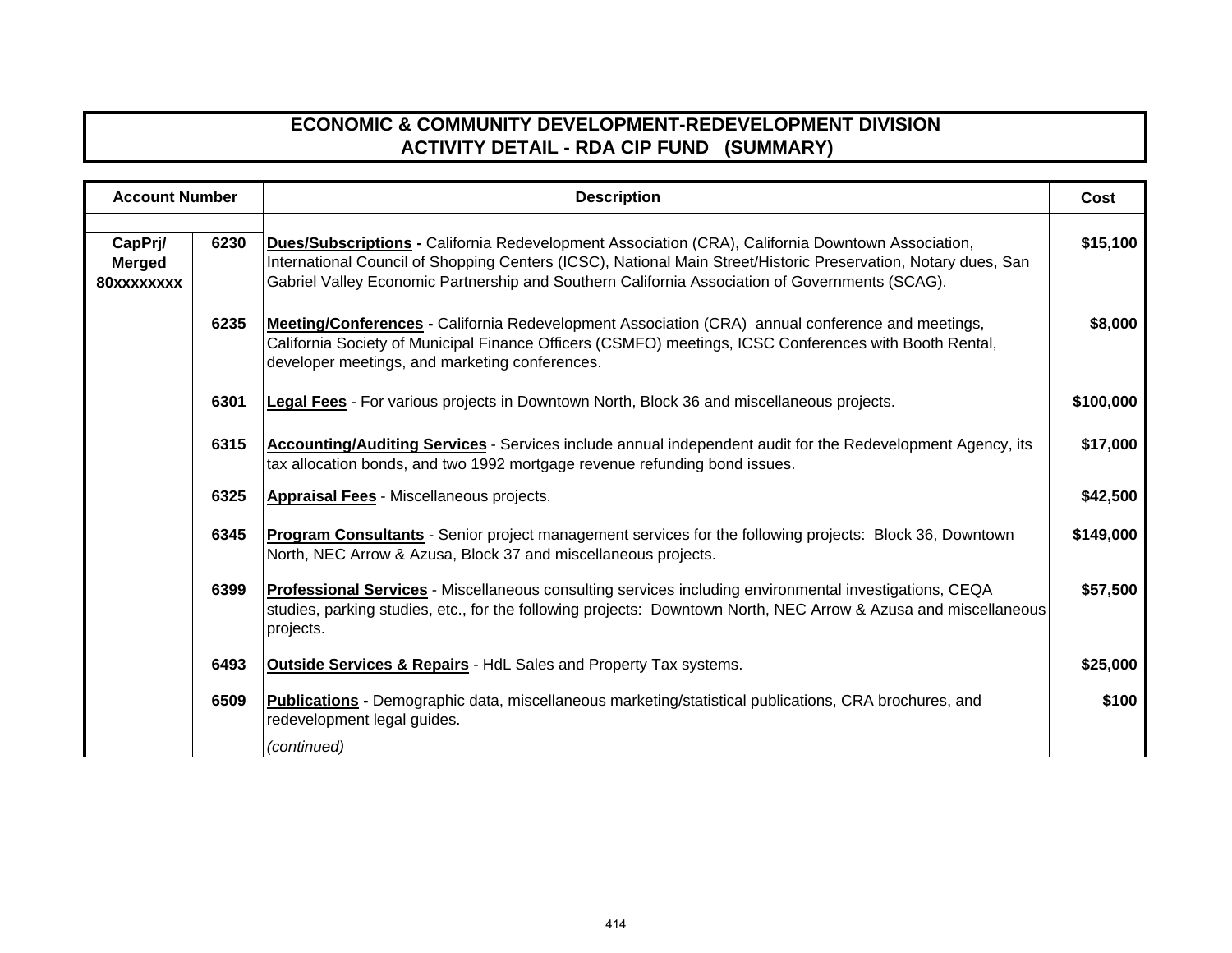# ECONOMIC & COMMUNITY DEVELOPMENT-REDEVELOPMENT DIVISION
## ACTIVITY DETAIL - RDA CIP FUND (SUMMARY)

| Account Number | | Description | Cost |
|---|---|---|---|
| **CapPrj/ Merged 80xxxxxxxx** | **6230** | **Dues/Subscriptions -** California Redevelopment Association (CRA), California Downtown Association, International Council of Shopping Centers (ICSC), National Main Street/Historic Preservation, Notary dues, San Gabriel Valley Economic Partnership and Southern California Association of Governments (SCAG). | **$15,100** |
| | **6235** | **Meeting/Conferences -** California Redevelopment Association (CRA) annual conference and meetings, California Society of Municipal Finance Officers (CSMFO) meetings, ICSC Conferences with Booth Rental, developer meetings, and marketing conferences. | **$8,000** |
| | **6301** | **Legal Fees** - For various projects in Downtown North, Block 36 and miscellaneous projects. | **$100,000** |
| | **6315** | **Accounting/Auditing Services** - Services include annual independent audit for the Redevelopment Agency, its tax allocation bonds, and two 1992 mortgage revenue refunding bond issues. | **$17,000** |
| | **6325** | **Appraisal Fees** - Miscellaneous projects. | **$42,500** |
| | **6345** | **Program Consultants** - Senior project management services for the following projects: Block 36, Downtown North, NEC Arrow & Azusa, Block 37 and miscellaneous projects. | **$149,000** |
| | **6399** | **Professional Services** - Miscellaneous consulting services including environmental investigations, CEQA studies, parking studies, etc., for the following projects: Downtown North, NEC Arrow & Azusa and miscellaneous projects. | **$57,500** |
| | **6493** | **Outside Services & Repairs** - HdL Sales and Property Tax systems. | **$25,000** |
| | **6509** | **Publications -** Demographic data, miscellaneous marketing/statistical publications, CRA brochures, and redevelopment legal guides. | **$100** |
| | | *(continued)* | |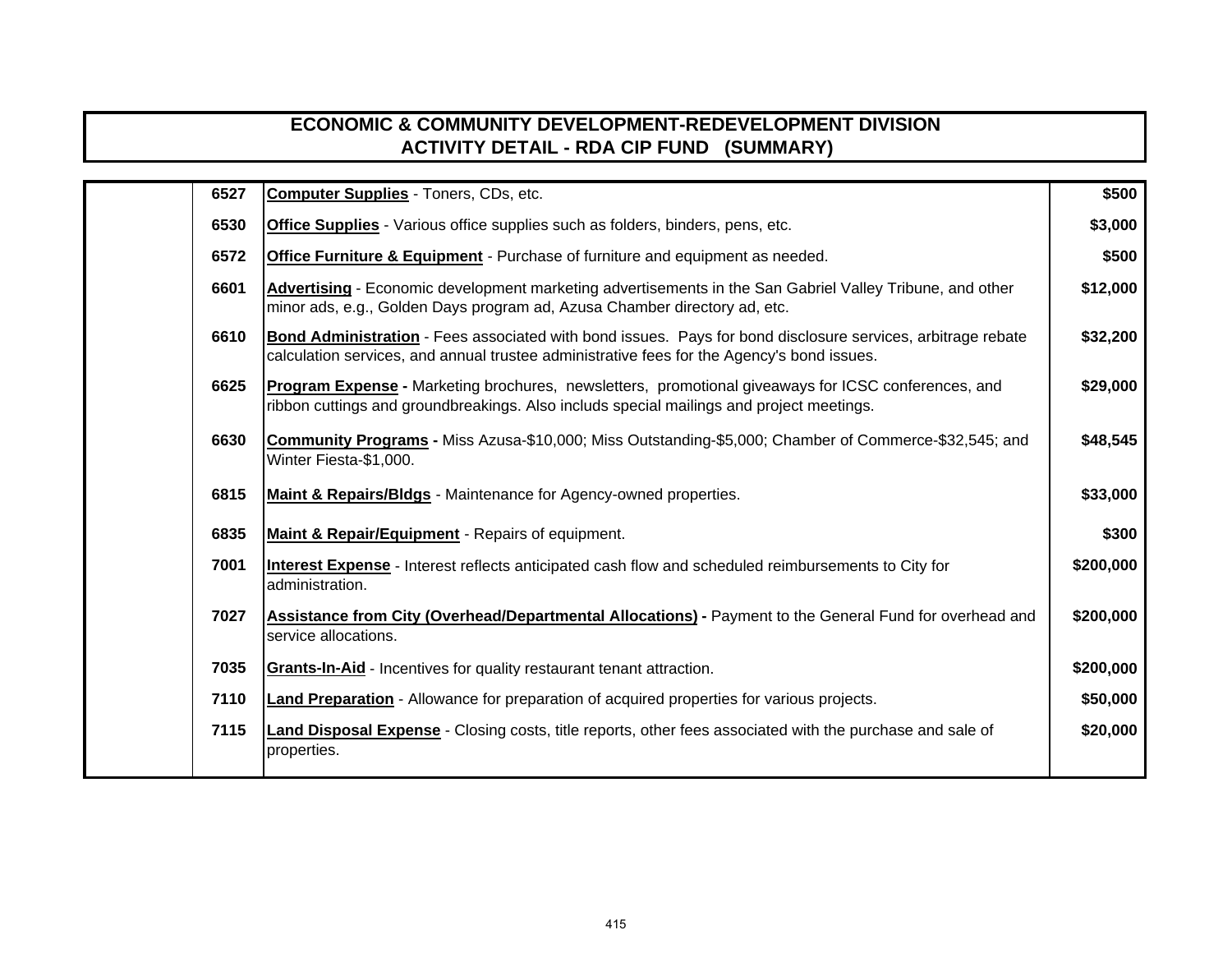## ECONOMIC & COMMUNITY DEVELOPMENT-REDEVELOPMENT DIVISION
## ACTIVITY DETAIL - RDA CIP FUND (SUMMARY)

| | | | |
|---|---|---|---|
| | 6527 | **Computer Supplies** - Toners, CDs, etc. | **$500** |
| | 6530 | **Office Supplies** - Various office supplies such as folders, binders, pens, etc. | **$3,000** |
| | 6572 | **Office Furniture & Equipment** - Purchase of furniture and equipment as needed. | **$500** |
| | 6601 | **Advertising** - Economic development marketing advertisements in the San Gabriel Valley Tribune, and other minor ads, e.g., Golden Days program ad, Azusa Chamber directory ad, etc. | **$12,000** |
| | 6610 | **Bond Administration** - Fees associated with bond issues. Pays for bond disclosure services, arbitrage rebate calculation services, and annual trustee administrative fees for the Agency's bond issues. | **$32,200** |
| | 6625 | **Program Expense -** Marketing brochures, newsletters, promotional giveaways for ICSC conferences, and ribbon cuttings and groundbreakings. Also includs special mailings and project meetings. | **$29,000** |
| | 6630 | **Community Programs -** Miss Azusa-$10,000; Miss Outstanding-$5,000; Chamber of Commerce-$32,545; and Winter Fiesta-$1,000. | **$48,545** |
| | 6815 | **Maint & Repairs/Bldgs** - Maintenance for Agency-owned properties. | **$33,000** |
| | 6835 | **Maint & Repair/Equipment** - Repairs of equipment. | **$300** |
| | 7001 | **Interest Expense** - Interest reflects anticipated cash flow and scheduled reimbursements to City for administration. | **$200,000** |
| | 7027 | **Assistance from City (Overhead/Departmental Allocations) -** Payment to the General Fund for overhead and service allocations. | **$200,000** |
| | 7035 | **Grants-In-Aid** - Incentives for quality restaurant tenant attraction. | **$200,000** |
| | 7110 | **Land Preparation** - Allowance for preparation of acquired properties for various projects. | **$50,000** |
| | 7115 | **Land Disposal Expense** - Closing costs, title reports, other fees associated with the purchase and sale of properties. | **$20,000** |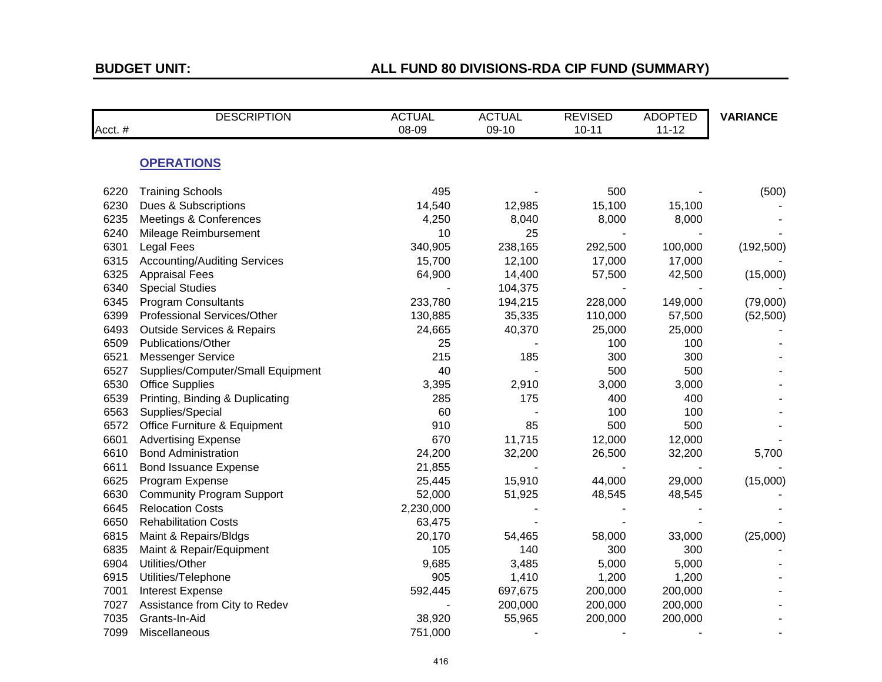**BUDGET UNIT:** **ALL FUND 80 DIVISIONS-RDA CIP FUND (SUMMARY)**

| Acct. # | DESCRIPTION | ACTUAL 08-09 | ACTUAL 09-10 | REVISED 10-11 | ADOPTED 11-12 | VARIANCE |
|---|---|---|---|---|---|---|
| | **OPERATIONS** | | | | | |
| 6220 | Training Schools | 495 | - | 500 | - | (500) |
| 6230 | Dues & Subscriptions | 14,540 | 12,985 | 15,100 | 15,100 | - |
| 6235 | Meetings & Conferences | 4,250 | 8,040 | 8,000 | 8,000 | - |
| 6240 | Mileage Reimbursement | 10 | 25 | - | - | - |
| 6301 | Legal Fees | 340,905 | 238,165 | 292,500 | 100,000 | (192,500) |
| 6315 | Accounting/Auditing Services | 15,700 | 12,100 | 17,000 | 17,000 | - |
| 6325 | Appraisal Fees | 64,900 | 14,400 | 57,500 | 42,500 | (15,000) |
| 6340 | Special Studies | - | 104,375 | - | - | - |
| 6345 | Program Consultants | 233,780 | 194,215 | 228,000 | 149,000 | (79,000) |
| 6399 | Professional Services/Other | 130,885 | 35,335 | 110,000 | 57,500 | (52,500) |
| 6493 | Outside Services & Repairs | 24,665 | 40,370 | 25,000 | 25,000 | - |
| 6509 | Publications/Other | 25 | - | 100 | 100 | - |
| 6521 | Messenger Service | 215 | 185 | 300 | 300 | - |
| 6527 | Supplies/Computer/Small Equipment | 40 | - | 500 | 500 | - |
| 6530 | Office Supplies | 3,395 | 2,910 | 3,000 | 3,000 | - |
| 6539 | Printing, Binding & Duplicating | 285 | 175 | 400 | 400 | - |
| 6563 | Supplies/Special | 60 | - | 100 | 100 | - |
| 6572 | Office Furniture & Equipment | 910 | 85 | 500 | 500 | - |
| 6601 | Advertising Expense | 670 | 11,715 | 12,000 | 12,000 | - |
| 6610 | Bond Administration | 24,200 | 32,200 | 26,500 | 32,200 | 5,700 |
| 6611 | Bond Issuance Expense | 21,855 | - | - | - | - |
| 6625 | Program Expense | 25,445 | 15,910 | 44,000 | 29,000 | (15,000) |
| 6630 | Community Program Support | 52,000 | 51,925 | 48,545 | 48,545 | - |
| 6645 | Relocation Costs | 2,230,000 | - | - | - | - |
| 6650 | Rehabilitation Costs | 63,475 | - | - | - | - |
| 6815 | Maint & Repairs/Bldgs | 20,170 | 54,465 | 58,000 | 33,000 | (25,000) |
| 6835 | Maint & Repair/Equipment | 105 | 140 | 300 | 300 | - |
| 6904 | Utilities/Other | 9,685 | 3,485 | 5,000 | 5,000 | - |
| 6915 | Utilities/Telephone | 905 | 1,410 | 1,200 | 1,200 | - |
| 7001 | Interest Expense | 592,445 | 697,675 | 200,000 | 200,000 | - |
| 7027 | Assistance from City to Redev | - | 200,000 | 200,000 | 200,000 | - |
| 7035 | Grants-In-Aid | 38,920 | 55,965 | 200,000 | 200,000 | - |
| 7099 | Miscellaneous | 751,000 | - | - | - | - |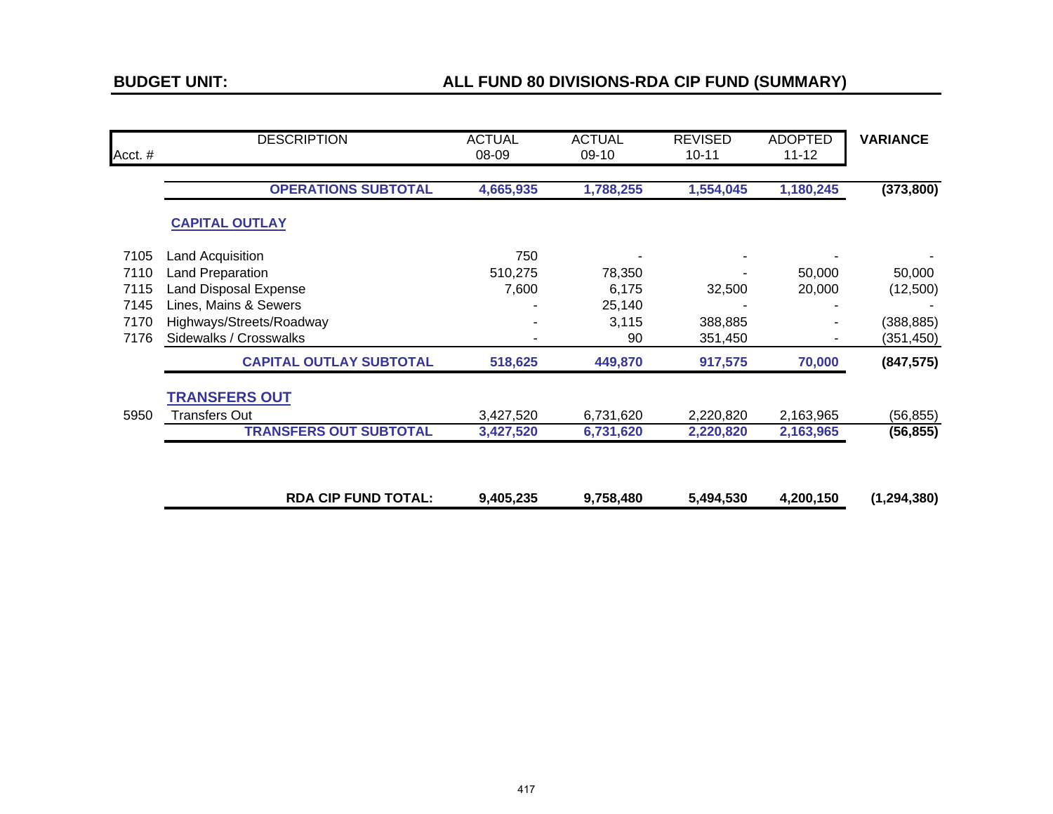**BUDGET UNIT:** **ALL FUND 80 DIVISIONS-RDA CIP FUND (SUMMARY)**

| Acct. # | DESCRIPTION | ACTUAL 08-09 | ACTUAL 09-10 | REVISED 10-11 | ADOPTED 11-12 | VARIANCE |
|---|---|---|---|---|---|---|
| | **OPERATIONS SUBTOTAL** | **4,665,935** | **1,788,255** | **1,554,045** | **1,180,245** | **(373,800)** |
| | **CAPITAL OUTLAY** | | | | | |
| 7105 | Land Acquisition | 750 | - | - | - | - |
| 7110 | Land Preparation | 510,275 | 78,350 | - | 50,000 | 50,000 |
| 7115 | Land Disposal Expense | 7,600 | 6,175 | 32,500 | 20,000 | (12,500) |
| 7145 | Lines, Mains & Sewers | - | 25,140 | - | - | - |
| 7170 | Highways/Streets/Roadway | - | 3,115 | 388,885 | - | (388,885) |
| 7176 | Sidewalks / Crosswalks | - | 90 | 351,450 | - | (351,450) |
| | **CAPITAL OUTLAY SUBTOTAL** | **518,625** | **449,870** | **917,575** | **70,000** | **(847,575)** |
| | **TRANSFERS OUT** | | | | | |
| 5950 | Transfers Out | 3,427,520 | 6,731,620 | 2,220,820 | 2,163,965 | (56,855) |
| | **TRANSFERS OUT SUBTOTAL** | **3,427,520** | **6,731,620** | **2,220,820** | **2,163,965** | **(56,855)** |
| | **RDA CIP FUND TOTAL:** | **9,405,235** | **9,758,480** | **5,494,530** | **4,200,150** | **(1,294,380)** |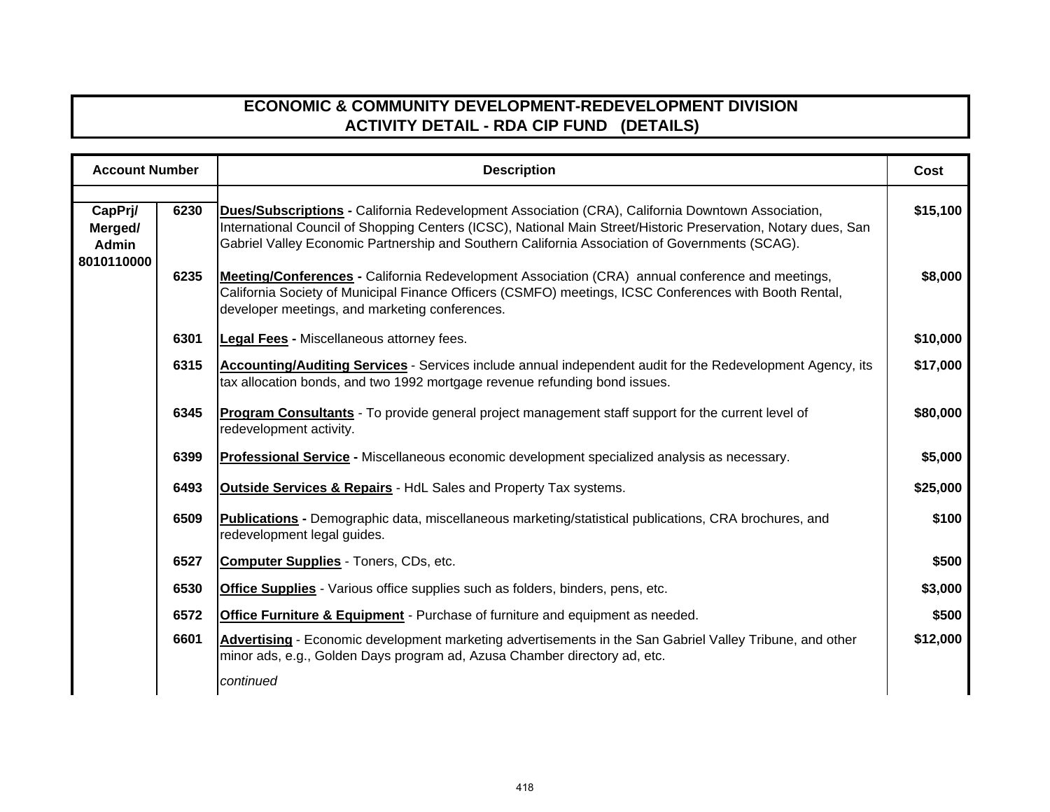# ECONOMIC & COMMUNITY DEVELOPMENT-REDEVELOPMENT DIVISION
## ACTIVITY DETAIL - RDA CIP FUND (DETAILS)

| Account Number | | Description | Cost |
|---|---|---|---|
| CapPrj/ Merged/ Admin 8010110000 | 6230 | **Dues/Subscriptions -** California Redevelopment Association (CRA), California Downtown Association, International Council of Shopping Centers (ICSC), National Main Street/Historic Preservation, Notary dues, San Gabriel Valley Economic Partnership and Southern California Association of Governments (SCAG). | $15,100 |
| | 6235 | **Meeting/Conferences -** California Redevelopment Association (CRA) annual conference and meetings, California Society of Municipal Finance Officers (CSMFO) meetings, ICSC Conferences with Booth Rental, developer meetings, and marketing conferences. | $8,000 |
| | 6301 | **Legal Fees -** Miscellaneous attorney fees. | $10,000 |
| | 6315 | **Accounting/Auditing Services** - Services include annual independent audit for the Redevelopment Agency, its tax allocation bonds, and two 1992 mortgage revenue refunding bond issues. | $17,000 |
| | 6345 | **Program Consultants** - To provide general project management staff support for the current level of redevelopment activity. | $80,000 |
| | 6399 | **Professional Service -** Miscellaneous economic development specialized analysis as necessary. | $5,000 |
| | 6493 | **Outside Services & Repairs** - HdL Sales and Property Tax systems. | $25,000 |
| | 6509 | **Publications -** Demographic data, miscellaneous marketing/statistical publications, CRA brochures, and redevelopment legal guides. | $100 |
| | 6527 | **Computer Supplies** - Toners, CDs, etc. | $500 |
| | 6530 | **Office Supplies** - Various office supplies such as folders, binders, pens, etc. | $3,000 |
| | 6572 | **Office Furniture & Equipment** - Purchase of furniture and equipment as needed. | $500 |
| | 6601 | **Advertising** - Economic development marketing advertisements in the San Gabriel Valley Tribune, and other minor ads, e.g., Golden Days program ad, Azusa Chamber directory ad, etc. | $12,000 |
| | | *continued* | |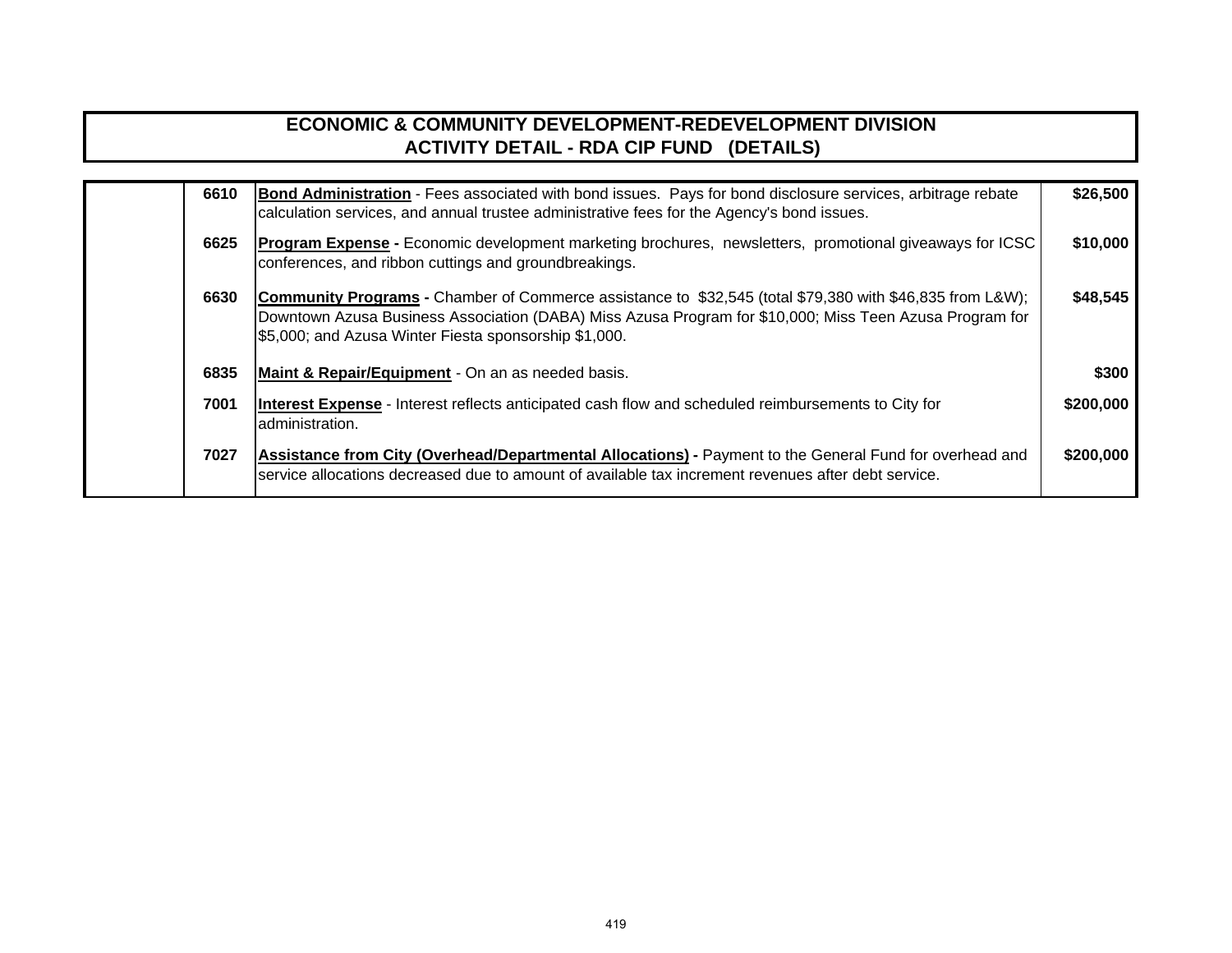# ECONOMIC & COMMUNITY DEVELOPMENT-REDEVELOPMENT DIVISION
## ACTIVITY DETAIL - RDA CIP FUND (DETAILS)

| | | | |
|---|---|---|---|
| | **6610** | **Bond Administration** - Fees associated with bond issues. Pays for bond disclosure services, arbitrage rebate calculation services, and annual trustee administrative fees for the Agency's bond issues. | **$26,500** |
| | **6625** | **Program Expense -** Economic development marketing brochures, newsletters, promotional giveaways for ICSC conferences, and ribbon cuttings and groundbreakings. | **$10,000** |
| | **6630** | **Community Programs -** Chamber of Commerce assistance to $32,545 (total $79,380 with $46,835 from L&W); Downtown Azusa Business Association (DABA) Miss Azusa Program for $10,000; Miss Teen Azusa Program for $5,000; and Azusa Winter Fiesta sponsorship $1,000. | **$48,545** |
| | **6835** | **Maint & Repair/Equipment** - On an as needed basis. | **$300** |
| | **7001** | **Interest Expense** - Interest reflects anticipated cash flow and scheduled reimbursements to City for administration. | **$200,000** |
| | **7027** | **Assistance from City (Overhead/Departmental Allocations) -** Payment to the General Fund for overhead and service allocations decreased due to amount of available tax increment revenues after debt service. | **$200,000** |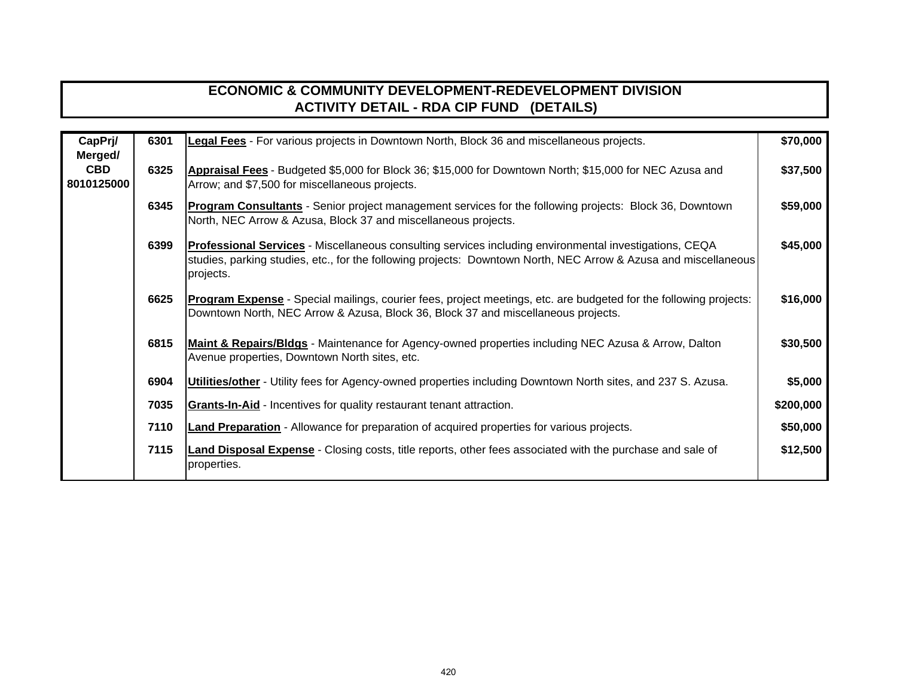# ECONOMIC & COMMUNITY DEVELOPMENT-REDEVELOPMENT DIVISION
## ACTIVITY DETAIL - RDA CIP FUND (DETAILS)

| | | | |
|---|---|---|---|
| **CapPrj/ Merged/ CBD 8010125000** | **6301** | **Legal Fees** - For various projects in Downtown North, Block 36 and miscellaneous projects. | **$70,000** |
| | **6325** | **Appraisal Fees** - Budgeted $5,000 for Block 36; $15,000 for Downtown North; $15,000 for NEC Azusa and Arrow; and $7,500 for miscellaneous projects. | **$37,500** |
| | **6345** | **Program Consultants** - Senior project management services for the following projects: Block 36, Downtown North, NEC Arrow & Azusa, Block 37 and miscellaneous projects. | **$59,000** |
| | **6399** | **Professional Services** - Miscellaneous consulting services including environmental investigations, CEQA studies, parking studies, etc., for the following projects: Downtown North, NEC Arrow & Azusa and miscellaneous projects. | **$45,000** |
| | **6625** | **Program Expense** - Special mailings, courier fees, project meetings, etc. are budgeted for the following projects: Downtown North, NEC Arrow & Azusa, Block 36, Block 37 and miscellaneous projects. | **$16,000** |
| | **6815** | **Maint & Repairs/Bldgs** - Maintenance for Agency-owned properties including NEC Azusa & Arrow, Dalton Avenue properties, Downtown North sites, etc. | **$30,500** |
| | **6904** | **Utilities/other** - Utility fees for Agency-owned properties including Downtown North sites, and 237 S. Azusa. | **$5,000** |
| | **7035** | **Grants-In-Aid** - Incentives for quality restaurant tenant attraction. | **$200,000** |
| | **7110** | **Land Preparation** - Allowance for preparation of acquired properties for various projects. | **$50,000** |
| | **7115** | **Land Disposal Expense** - Closing costs, title reports, other fees associated with the purchase and sale of properties. | **$12,500** |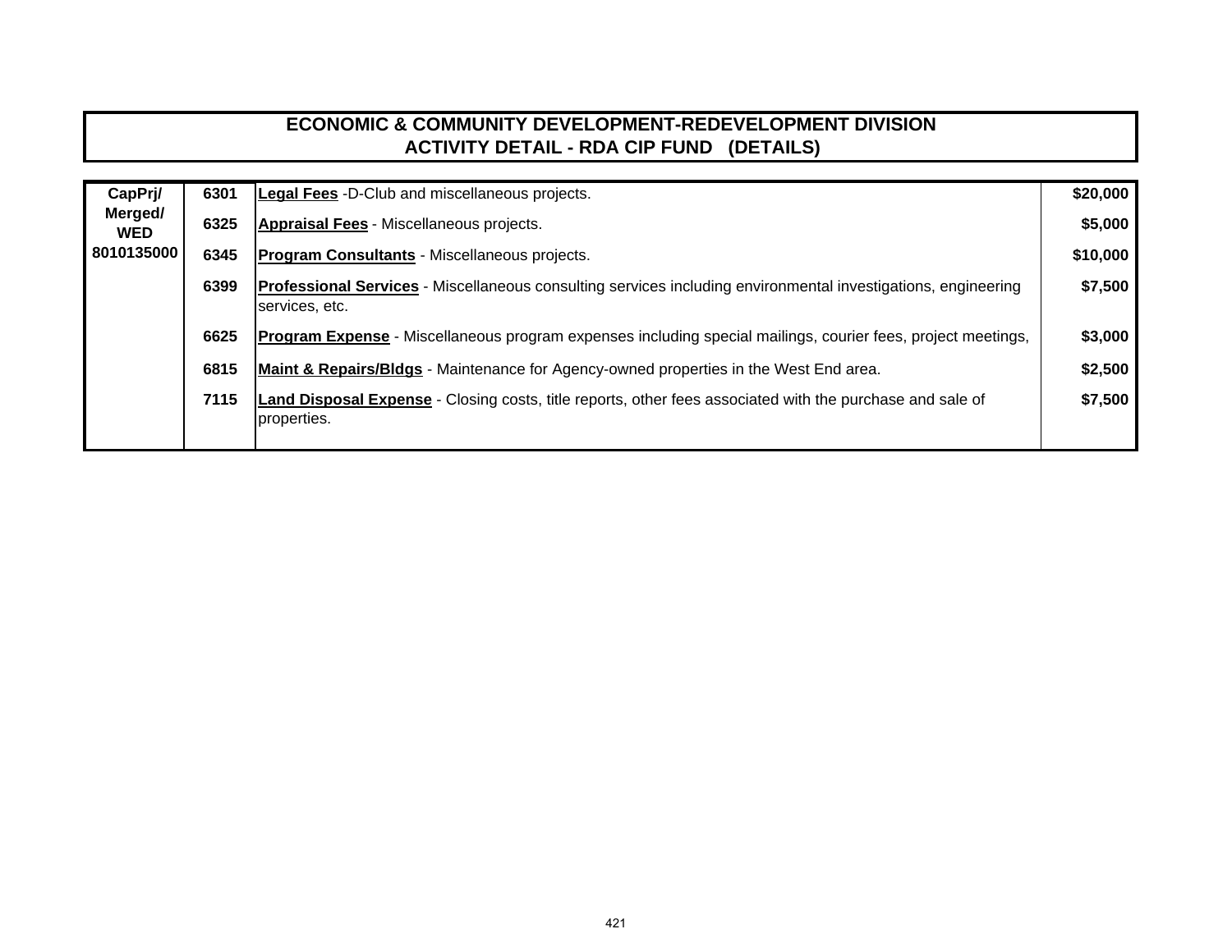## ECONOMIC & COMMUNITY DEVELOPMENT-REDEVELOPMENT DIVISION
## ACTIVITY DETAIL - RDA CIP FUND (DETAILS)

| | | | |
|---|---|---|---|
| **CapPrj/ Merged/ WED 8010135000** | **6301** | **Legal Fees** -D-Club and miscellaneous projects. | **$20,000** |
| | **6325** | **Appraisal Fees** - Miscellaneous projects. | **$5,000** |
| | **6345** | **Program Consultants** - Miscellaneous projects. | **$10,000** |
| | **6399** | **Professional Services** - Miscellaneous consulting services including environmental investigations, engineering services, etc. | **$7,500** |
| | **6625** | **Program Expense** - Miscellaneous program expenses including special mailings, courier fees, project meetings, | **$3,000** |
| | **6815** | **Maint & Repairs/Bldgs** - Maintenance for Agency-owned properties in the West End area. | **$2,500** |
| | **7115** | **Land Disposal Expense** - Closing costs, title reports, other fees associated with the purchase and sale of properties. | **$7,500** |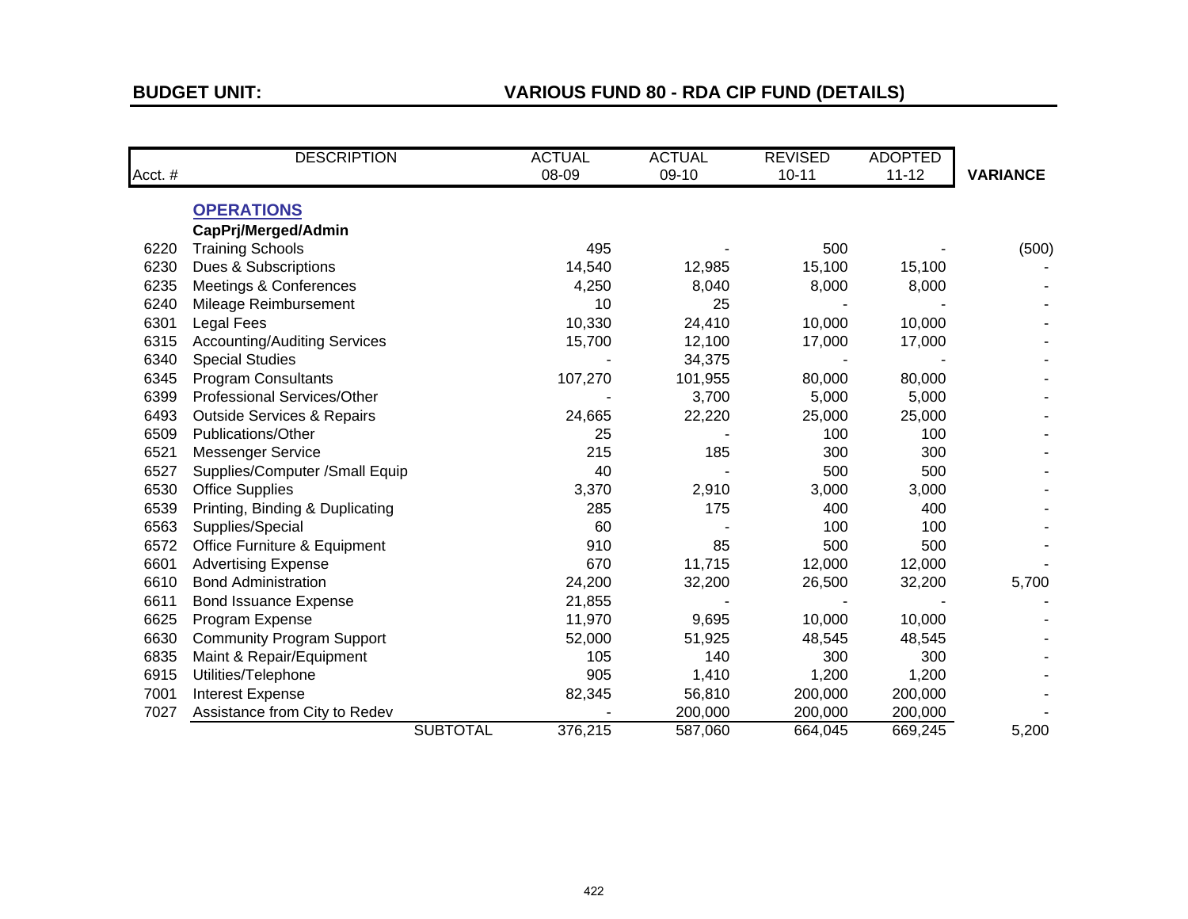**BUDGET UNIT:** **VARIOUS FUND 80 - RDA CIP FUND (DETAILS)**

| Acct. # | DESCRIPTION | ACTUAL 08-09 | ACTUAL 09-10 | REVISED 10-11 | ADOPTED 11-12 | VARIANCE |
|---|---|---|---|---|---|---|
| | **OPERATIONS** | | | | | |
| | **CapPrj/Merged/Admin** | | | | | |
| 6220 | Training Schools | 495 | - | 500 | - | (500) |
| 6230 | Dues & Subscriptions | 14,540 | 12,985 | 15,100 | 15,100 | - |
| 6235 | Meetings & Conferences | 4,250 | 8,040 | 8,000 | 8,000 | - |
| 6240 | Mileage Reimbursement | 10 | 25 | - | - | - |
| 6301 | Legal Fees | 10,330 | 24,410 | 10,000 | 10,000 | - |
| 6315 | Accounting/Auditing Services | 15,700 | 12,100 | 17,000 | 17,000 | - |
| 6340 | Special Studies | - | 34,375 | - | - | - |
| 6345 | Program Consultants | 107,270 | 101,955 | 80,000 | 80,000 | - |
| 6399 | Professional Services/Other | - | 3,700 | 5,000 | 5,000 | - |
| 6493 | Outside Services & Repairs | 24,665 | 22,220 | 25,000 | 25,000 | - |
| 6509 | Publications/Other | 25 | - | 100 | 100 | - |
| 6521 | Messenger Service | 215 | 185 | 300 | 300 | - |
| 6527 | Supplies/Computer /Small Equip | 40 | - | 500 | 500 | - |
| 6530 | Office Supplies | 3,370 | 2,910 | 3,000 | 3,000 | - |
| 6539 | Printing, Binding & Duplicating | 285 | 175 | 400 | 400 | - |
| 6563 | Supplies/Special | 60 | - | 100 | 100 | - |
| 6572 | Office Furniture & Equipment | 910 | 85 | 500 | 500 | - |
| 6601 | Advertising Expense | 670 | 11,715 | 12,000 | 12,000 | - |
| 6610 | Bond Administration | 24,200 | 32,200 | 26,500 | 32,200 | 5,700 |
| 6611 | Bond Issuance Expense | 21,855 | - | - | - | - |
| 6625 | Program Expense | 11,970 | 9,695 | 10,000 | 10,000 | - |
| 6630 | Community Program Support | 52,000 | 51,925 | 48,545 | 48,545 | - |
| 6835 | Maint & Repair/Equipment | 105 | 140 | 300 | 300 | - |
| 6915 | Utilities/Telephone | 905 | 1,410 | 1,200 | 1,200 | - |
| 7001 | Interest Expense | 82,345 | 56,810 | 200,000 | 200,000 | - |
| 7027 | Assistance from City to Redev | - | 200,000 | 200,000 | 200,000 | - |
| | SUBTOTAL | 376,215 | 587,060 | 664,045 | 669,245 | 5,200 |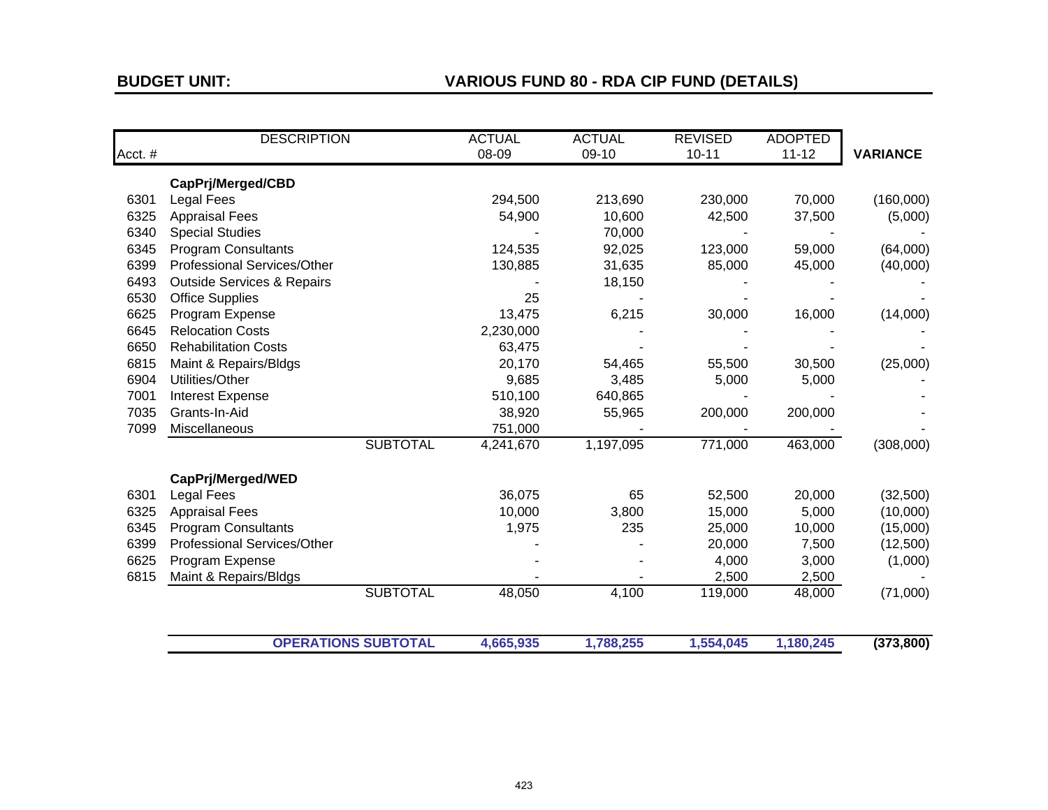## BUDGET UNIT: VARIOUS FUND 80 - RDA CIP FUND (DETAILS)

| Acct. # | DESCRIPTION | ACTUAL 08-09 | ACTUAL 09-10 | REVISED 10-11 | ADOPTED 11-12 | VARIANCE |
|---|---|---|---|---|---|---|
| | **CapPrj/Merged/CBD** | | | | | |
| 6301 | Legal Fees | 294,500 | 213,690 | 230,000 | 70,000 | (160,000) |
| 6325 | Appraisal Fees | 54,900 | 10,600 | 42,500 | 37,500 | (5,000) |
| 6340 | Special Studies | - | 70,000 | - | - | - |
| 6345 | Program Consultants | 124,535 | 92,025 | 123,000 | 59,000 | (64,000) |
| 6399 | Professional Services/Other | 130,885 | 31,635 | 85,000 | 45,000 | (40,000) |
| 6493 | Outside Services & Repairs | - | 18,150 | - | - | - |
| 6530 | Office Supplies | 25 | - | - | - | - |
| 6625 | Program Expense | 13,475 | 6,215 | 30,000 | 16,000 | (14,000) |
| 6645 | Relocation Costs | 2,230,000 | - | - | - | - |
| 6650 | Rehabilitation Costs | 63,475 | - | - | - | - |
| 6815 | Maint & Repairs/Bldgs | 20,170 | 54,465 | 55,500 | 30,500 | (25,000) |
| 6904 | Utilities/Other | 9,685 | 3,485 | 5,000 | 5,000 | - |
| 7001 | Interest Expense | 510,100 | 640,865 | - | - | - |
| 7035 | Grants-In-Aid | 38,920 | 55,965 | 200,000 | 200,000 | - |
| 7099 | Miscellaneous | 751,000 | - | - | - | - |
| | SUBTOTAL | 4,241,670 | 1,197,095 | 771,000 | 463,000 | (308,000) |
| | **CapPrj/Merged/WED** | | | | | |
| 6301 | Legal Fees | 36,075 | 65 | 52,500 | 20,000 | (32,500) |
| 6325 | Appraisal Fees | 10,000 | 3,800 | 15,000 | 5,000 | (10,000) |
| 6345 | Program Consultants | 1,975 | 235 | 25,000 | 10,000 | (15,000) |
| 6399 | Professional Services/Other | - | - | 20,000 | 7,500 | (12,500) |
| 6625 | Program Expense | - | - | 4,000 | 3,000 | (1,000) |
| 6815 | Maint & Repairs/Bldgs | - | - | 2,500 | 2,500 | - |
| | SUBTOTAL | 48,050 | 4,100 | 119,000 | 48,000 | (71,000) |
| | **OPERATIONS SUBTOTAL** | **4,665,935** | **1,788,255** | **1,554,045** | **1,180,245** | **(373,800)** |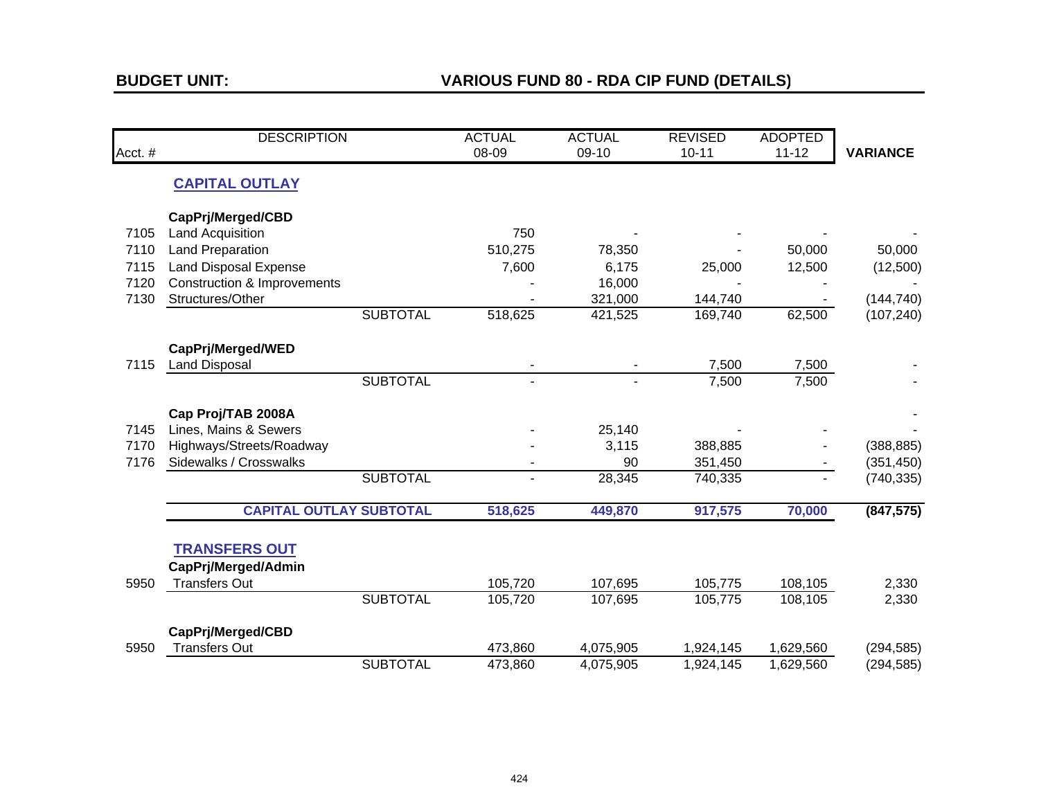**BUDGET UNIT:** **VARIOUS FUND 80 - RDA CIP FUND (DETAILS)**

| Acct. # | DESCRIPTION | ACTUAL 08-09 | ACTUAL 09-10 | REVISED 10-11 | ADOPTED 11-12 | VARIANCE |
|---|---|---|---|---|---|---|
| | **CAPITAL OUTLAY** | | | | | |
| | **CapPrj/Merged/CBD** | | | | | |
| 7105 | Land Acquisition | 750 | - | - | - | - |
| 7110 | Land Preparation | 510,275 | 78,350 | - | 50,000 | 50,000 |
| 7115 | Land Disposal Expense | 7,600 | 6,175 | 25,000 | 12,500 | (12,500) |
| 7120 | Construction & Improvements | - | 16,000 | - | - | - |
| 7130 | Structures/Other | - | 321,000 | 144,740 | - | (144,740) |
| | SUBTOTAL | 518,625 | 421,525 | 169,740 | 62,500 | (107,240) |
| | **CapPrj/Merged/WED** | | | | | |
| 7115 | Land Disposal | - | - | 7,500 | 7,500 | - |
| | SUBTOTAL | - | - | 7,500 | 7,500 | - |
| | **Cap Proj/TAB 2008A** | | | | | - |
| 7145 | Lines, Mains & Sewers | - | 25,140 | - | - | - |
| 7170 | Highways/Streets/Roadway | - | 3,115 | 388,885 | - | (388,885) |
| 7176 | Sidewalks / Crosswalks | - | 90 | 351,450 | - | (351,450) |
| | SUBTOTAL | - | 28,345 | 740,335 | - | (740,335) |
| | **CAPITAL OUTLAY SUBTOTAL** | **518,625** | **449,870** | **917,575** | **70,000** | **(847,575)** |
| | **TRANSFERS OUT** | | | | | |
| | **CapPrj/Merged/Admin** | | | | | |
| 5950 | Transfers Out | 105,720 | 107,695 | 105,775 | 108,105 | 2,330 |
| | SUBTOTAL | 105,720 | 107,695 | 105,775 | 108,105 | 2,330 |
| | **CapPrj/Merged/CBD** | | | | | |
| 5950 | Transfers Out | 473,860 | 4,075,905 | 1,924,145 | 1,629,560 | (294,585) |
| | SUBTOTAL | 473,860 | 4,075,905 | 1,924,145 | 1,629,560 | (294,585) |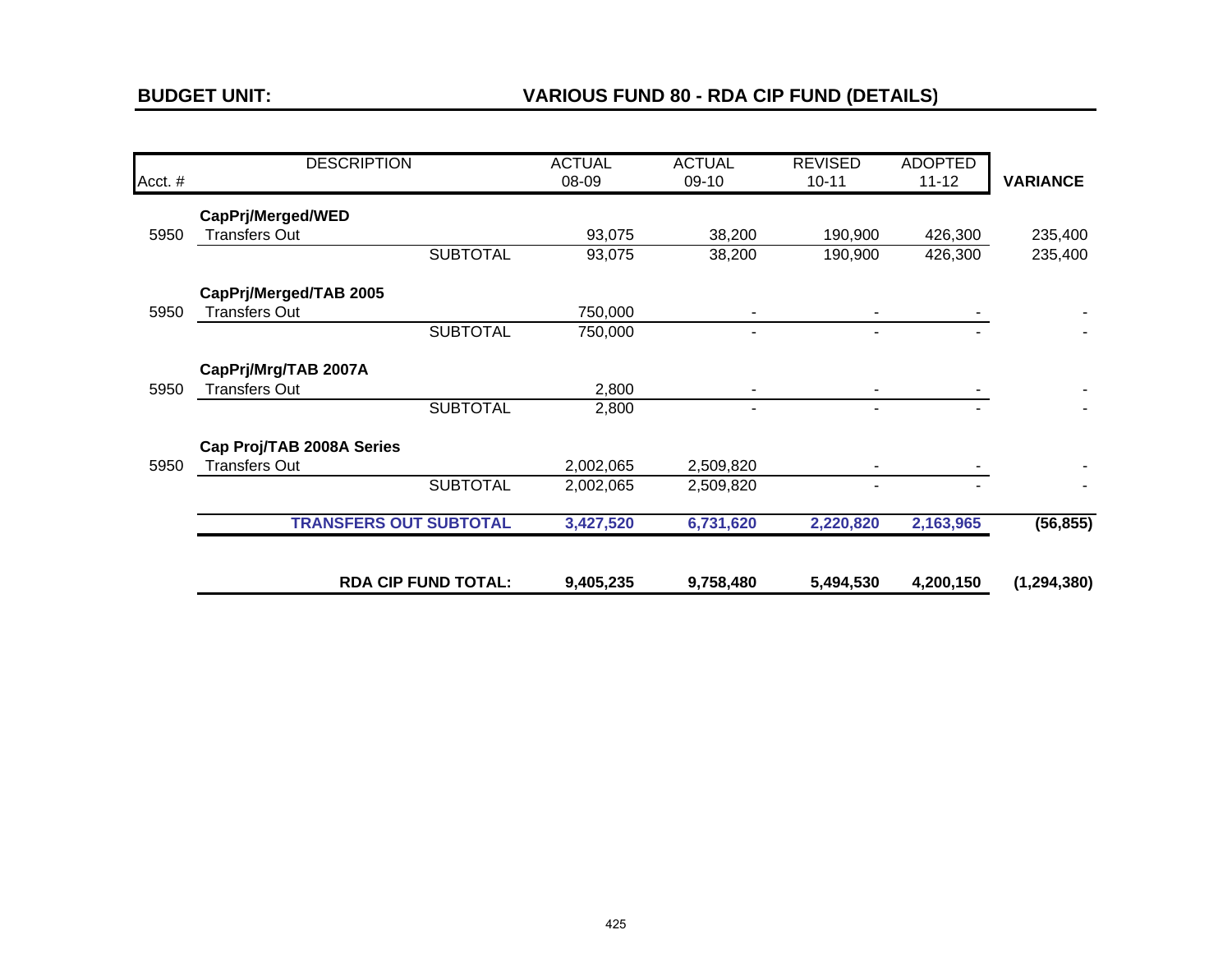**BUDGET UNIT:** **VARIOUS FUND 80 - RDA CIP FUND (DETAILS)**

| Acct. # | DESCRIPTION | | ACTUAL 08-09 | ACTUAL 09-10 | REVISED 10-11 | ADOPTED 11-12 | VARIANCE |
|---|---|---|---|---|---|---|---|
| | **CapPrj/Merged/WED** | | | | | | |
| 5950 | Transfers Out | | 93,075 | 38,200 | 190,900 | 426,300 | 235,400 |
| | | SUBTOTAL | 93,075 | 38,200 | 190,900 | 426,300 | 235,400 |
| | **CapPrj/Merged/TAB 2005** | | | | | | |
| 5950 | Transfers Out | | 750,000 | - | - | - | - |
| | | SUBTOTAL | 750,000 | - | - | - | - |
| | **CapPrj/Mrg/TAB 2007A** | | | | | | |
| 5950 | Transfers Out | | 2,800 | - | - | - | - |
| | | SUBTOTAL | 2,800 | - | - | - | - |
| | **Cap Proj/TAB 2008A Series** | | | | | | |
| 5950 | Transfers Out | | 2,002,065 | 2,509,820 | - | - | - |
| | | SUBTOTAL | 2,002,065 | 2,509,820 | - | - | - |
| | **TRANSFERS OUT SUBTOTAL** | | **3,427,520** | **6,731,620** | **2,220,820** | **2,163,965** | **(56,855)** |
| | **RDA CIP FUND TOTAL:** | | **9,405,235** | **9,758,480** | **5,494,530** | **4,200,150** | **(1,294,380)** |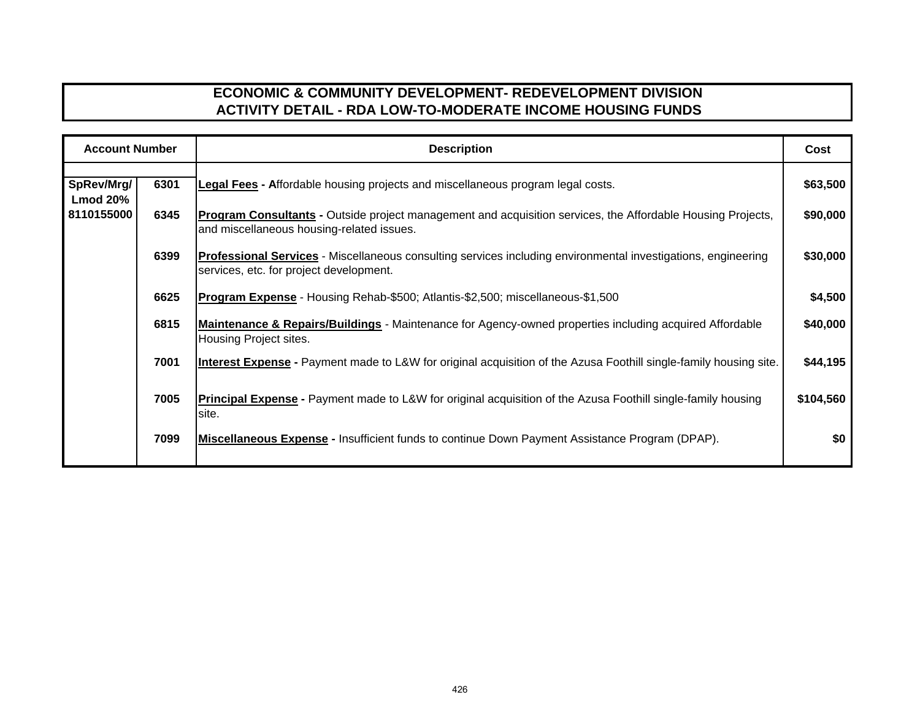# ECONOMIC & COMMUNITY DEVELOPMENT- REDEVELOPMENT DIVISION
## ACTIVITY DETAIL - RDA LOW-TO-MODERATE INCOME HOUSING FUNDS

| Account Number | | Description | Cost |
|---|---|---|---|
| SpRev/Mrg/ Lmod 20% 8110155000 | 6301 | **Legal Fees - A**ffordable housing projects and miscellaneous program legal costs. | $63,500 |
| | 6345 | **Program Consultants -** Outside project management and acquisition services, the Affordable Housing Projects, and miscellaneous housing-related issues. | $90,000 |
| | 6399 | **Professional Services** - Miscellaneous consulting services including environmental investigations, engineering services, etc. for project development. | $30,000 |
| | 6625 | **Program Expense** - Housing Rehab-$500; Atlantis-$2,500; miscellaneous-$1,500 | $4,500 |
| | 6815 | **Maintenance & Repairs/Buildings** - Maintenance for Agency-owned properties including acquired Affordable Housing Project sites. | $40,000 |
| | 7001 | **Interest Expense -** Payment made to L&W for original acquisition of the Azusa Foothill single-family housing site. | $44,195 |
| | 7005 | **Principal Expense -** Payment made to L&W for original acquisition of the Azusa Foothill single-family housing site. | $104,560 |
| | 7099 | **Miscellaneous Expense -** Insufficient funds to continue Down Payment Assistance Program (DPAP). | $0 |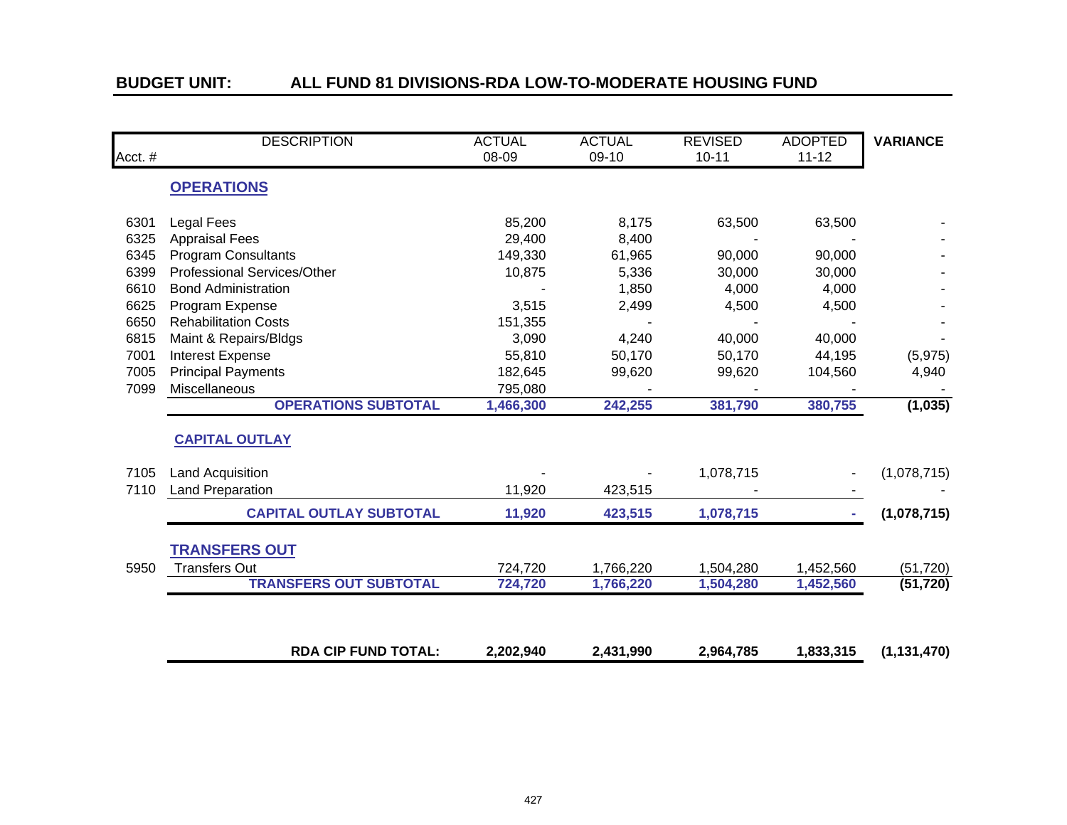## BUDGET UNIT: ALL FUND 81 DIVISIONS-RDA LOW-TO-MODERATE HOUSING FUND

| Acct. # | DESCRIPTION | ACTUAL 08-09 | ACTUAL 09-10 | REVISED 10-11 | ADOPTED 11-12 | VARIANCE |
|---|---|---|---|---|---|---|
| | **OPERATIONS** | | | | | |
| 6301 | Legal Fees | 85,200 | 8,175 | 63,500 | 63,500 | - |
| 6325 | Appraisal Fees | 29,400 | 8,400 | - | - | - |
| 6345 | Program Consultants | 149,330 | 61,965 | 90,000 | 90,000 | - |
| 6399 | Professional Services/Other | 10,875 | 5,336 | 30,000 | 30,000 | - |
| 6610 | Bond Administration | - | 1,850 | 4,000 | 4,000 | - |
| 6625 | Program Expense | 3,515 | 2,499 | 4,500 | 4,500 | - |
| 6650 | Rehabilitation Costs | 151,355 | - | - | - | - |
| 6815 | Maint & Repairs/Bldgs | 3,090 | 4,240 | 40,000 | 40,000 | - |
| 7001 | Interest Expense | 55,810 | 50,170 | 50,170 | 44,195 | (5,975) |
| 7005 | Principal Payments | 182,645 | 99,620 | 99,620 | 104,560 | 4,940 |
| 7099 | Miscellaneous | 795,080 | - | - | - | - |
| | **OPERATIONS SUBTOTAL** | **1,466,300** | **242,255** | **381,790** | **380,755** | **(1,035)** |
| | **CAPITAL OUTLAY** | | | | | |
| 7105 | Land Acquisition | - | - | 1,078,715 | - | (1,078,715) |
| 7110 | Land Preparation | 11,920 | 423,515 | - | - | - |
| | **CAPITAL OUTLAY SUBTOTAL** | **11,920** | **423,515** | **1,078,715** | **-** | **(1,078,715)** |
| | **TRANSFERS OUT** | | | | | |
| 5950 | Transfers Out | 724,720 | 1,766,220 | 1,504,280 | 1,452,560 | (51,720) |
| | **TRANSFERS OUT SUBTOTAL** | **724,720** | **1,766,220** | **1,504,280** | **1,452,560** | **(51,720)** |
| | **RDA CIP FUND TOTAL:** | **2,202,940** | **2,431,990** | **2,964,785** | **1,833,315** | **(1,131,470)** |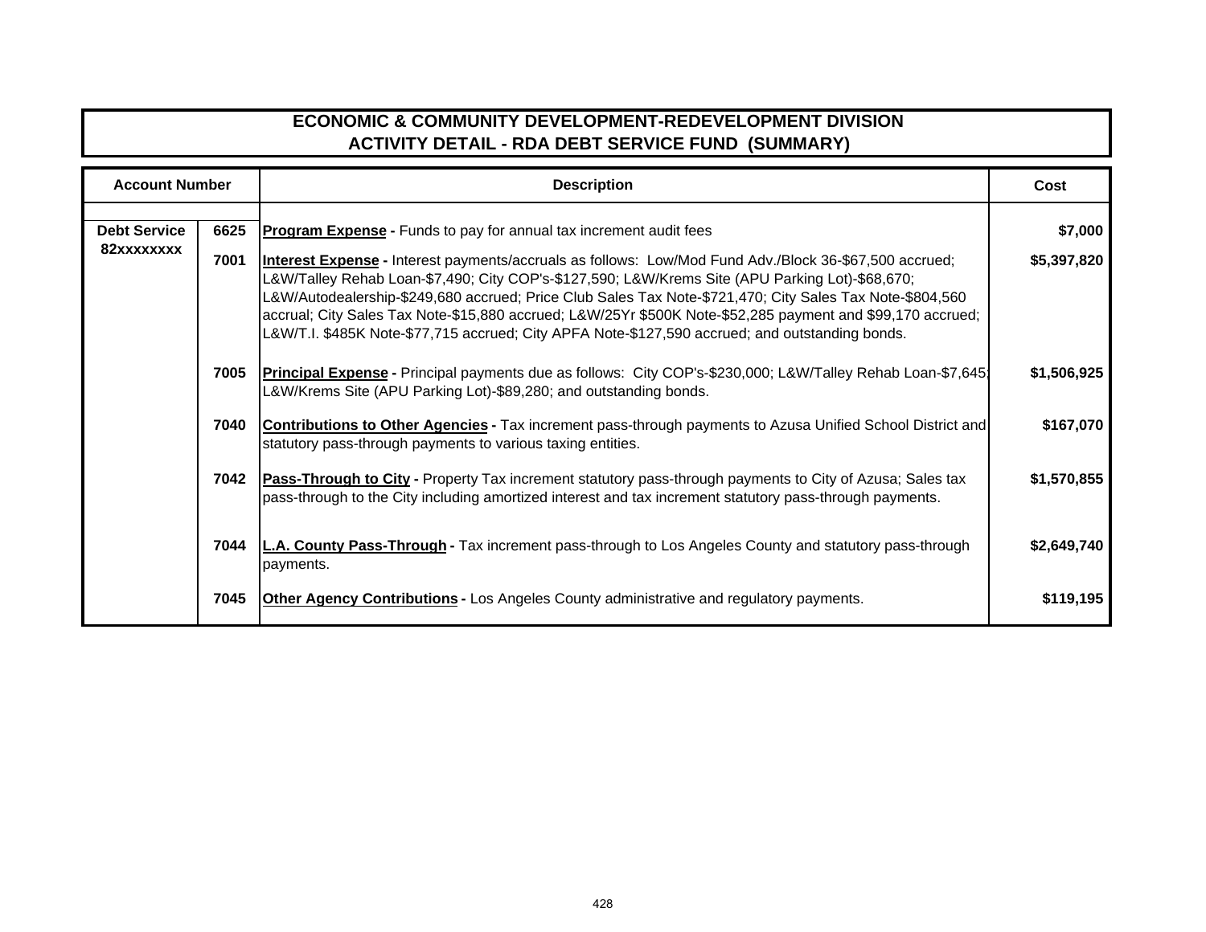# ECONOMIC & COMMUNITY DEVELOPMENT-REDEVELOPMENT DIVISION
## ACTIVITY DETAIL - RDA DEBT SERVICE FUND (SUMMARY)

| Account Number | | Description | Cost |
|---|---|---|---|
| **Debt Service 82xxxxxxxx** | **6625** | **Program Expense -** Funds to pay for annual tax increment audit fees | **$7,000** |
| | **7001** | **Interest Expense -** Interest payments/accruals as follows: Low/Mod Fund Adv./Block 36-$67,500 accrued; L&W/Talley Rehab Loan-$7,490; City COP's-$127,590; L&W/Krems Site (APU Parking Lot)-$68,670; L&W/Autodealership-$249,680 accrued; Price Club Sales Tax Note-$721,470; City Sales Tax Note-$804,560 accrual; City Sales Tax Note-$15,880 accrued; L&W/25Yr $500K Note-$52,285 payment and $99,170 accrued; L&W/T.I. $485K Note-$77,715 accrued; City APFA Note-$127,590 accrued; and outstanding bonds. | **$5,397,820** |
| | **7005** | **Principal Expense -** Principal payments due as follows: City COP's-$230,000; L&W/Talley Rehab Loan-$7,645; L&W/Krems Site (APU Parking Lot)-$89,280; and outstanding bonds. | **$1,506,925** |
| | **7040** | **Contributions to Other Agencies -** Tax increment pass-through payments to Azusa Unified School District and statutory pass-through payments to various taxing entities. | **$167,070** |
| | **7042** | **Pass-Through to City -** Property Tax increment statutory pass-through payments to City of Azusa; Sales tax pass-through to the City including amortized interest and tax increment statutory pass-through payments. | **$1,570,855** |
| | **7044** | **L.A. County Pass-Through -** Tax increment pass-through to Los Angeles County and statutory pass-through payments. | **$2,649,740** |
| | **7045** | **Other Agency Contributions -** Los Angeles County administrative and regulatory payments. | **$119,195** |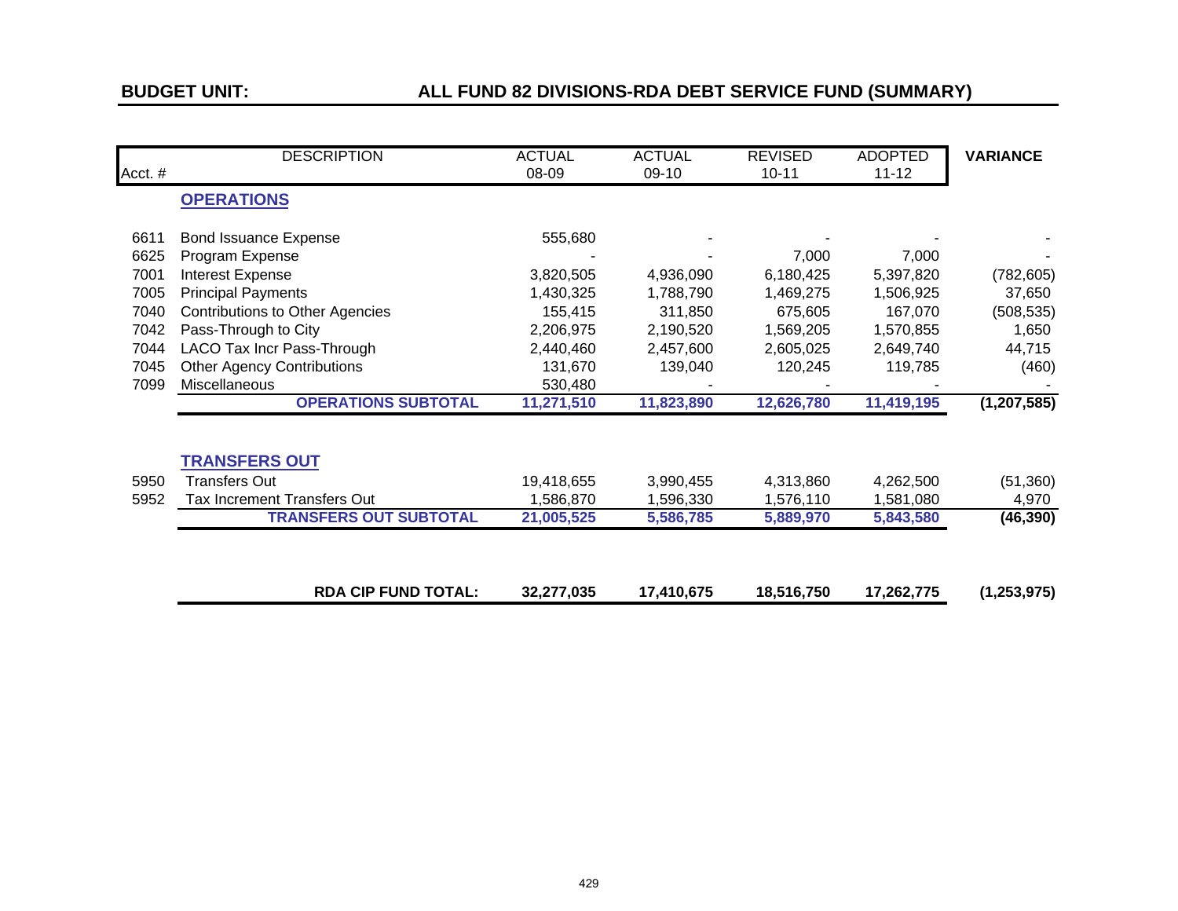**BUDGET UNIT: ALL FUND 82 DIVISIONS-RDA DEBT SERVICE FUND (SUMMARY)**

| Acct. # | DESCRIPTION | ACTUAL 08-09 | ACTUAL 09-10 | REVISED 10-11 | ADOPTED 11-12 | VARIANCE |
|---|---|---|---|---|---|---|
| | **OPERATIONS** | | | | | |
| 6611 | Bond Issuance Expense | 555,680 | - | - | - | - |
| 6625 | Program Expense | - | - | 7,000 | 7,000 | - |
| 7001 | Interest Expense | 3,820,505 | 4,936,090 | 6,180,425 | 5,397,820 | (782,605) |
| 7005 | Principal Payments | 1,430,325 | 1,788,790 | 1,469,275 | 1,506,925 | 37,650 |
| 7040 | Contributions to Other Agencies | 155,415 | 311,850 | 675,605 | 167,070 | (508,535) |
| 7042 | Pass-Through to City | 2,206,975 | 2,190,520 | 1,569,205 | 1,570,855 | 1,650 |
| 7044 | LACO Tax Incr Pass-Through | 2,440,460 | 2,457,600 | 2,605,025 | 2,649,740 | 44,715 |
| 7045 | Other Agency Contributions | 131,670 | 139,040 | 120,245 | 119,785 | (460) |
| 7099 | Miscellaneous | 530,480 | - | - | - | - |
| | **OPERATIONS SUBTOTAL** | **11,271,510** | **11,823,890** | **12,626,780** | **11,419,195** | **(1,207,585)** |
| | **TRANSFERS OUT** | | | | | |
| 5950 | Transfers Out | 19,418,655 | 3,990,455 | 4,313,860 | 4,262,500 | (51,360) |
| 5952 | Tax Increment Transfers Out | 1,586,870 | 1,596,330 | 1,576,110 | 1,581,080 | 4,970 |
| | **TRANSFERS OUT SUBTOTAL** | **21,005,525** | **5,586,785** | **5,889,970** | **5,843,580** | **(46,390)** |
| | **RDA CIP FUND TOTAL:** | **32,277,035** | **17,410,675** | **18,516,750** | **17,262,775** | **(1,253,975)** |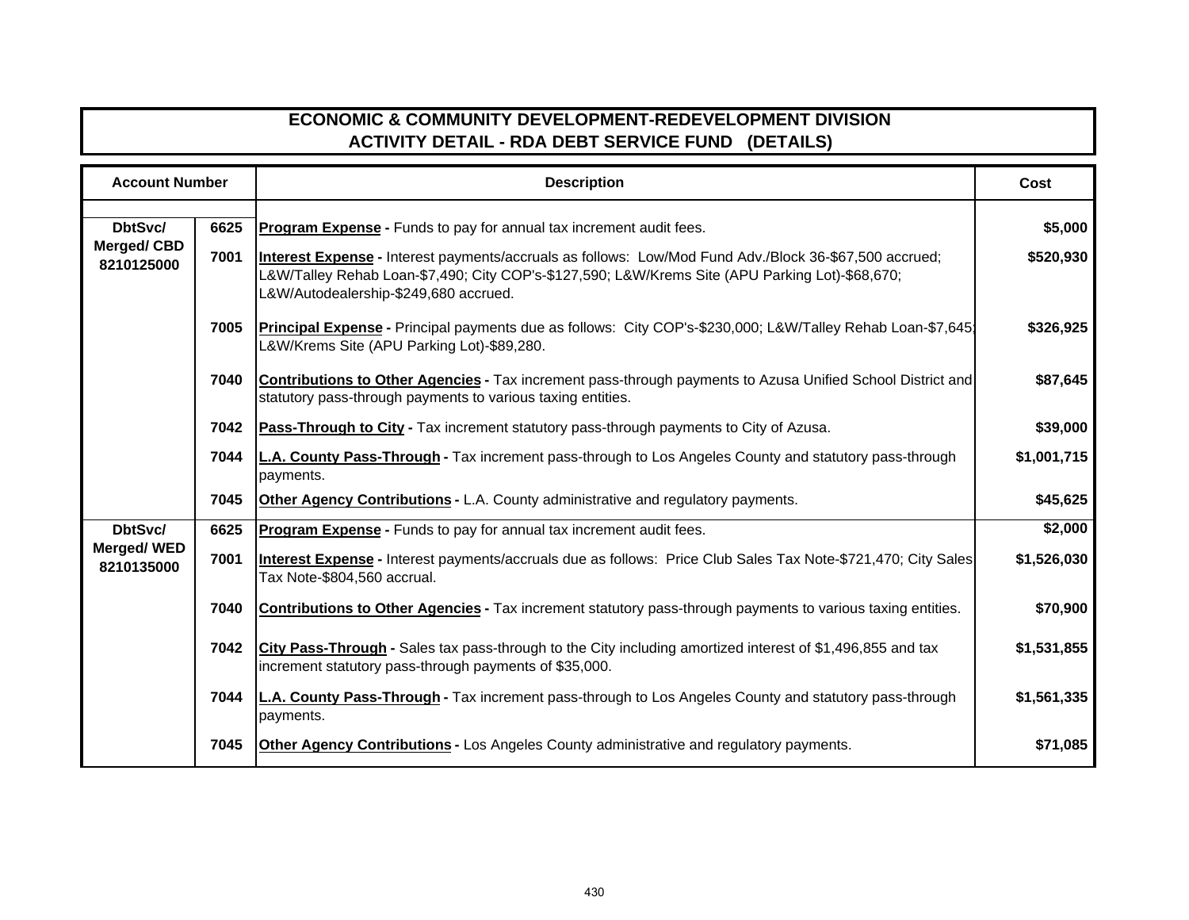# ECONOMIC & COMMUNITY DEVELOPMENT-REDEVELOPMENT DIVISION
## ACTIVITY DETAIL - RDA DEBT SERVICE FUND (DETAILS)

| Account Number | | Description | Cost |
|---|---|---|---|
| DbtSvc/ Merged/ CBD 8210125000 | 6625 | **Program Expense -** Funds to pay for annual tax increment audit fees. | **$5,000** |
| | 7001 | **Interest Expense -** Interest payments/accruals as follows: Low/Mod Fund Adv./Block 36-$67,500 accrued; L&W/Talley Rehab Loan-$7,490; City COP's-$127,590; L&W/Krems Site (APU Parking Lot)-$68,670; L&W/Autodealership-$249,680 accrued. | **$520,930** |
| | 7005 | **Principal Expense -** Principal payments due as follows: City COP's-$230,000; L&W/Talley Rehab Loan-$7,645; L&W/Krems Site (APU Parking Lot)-$89,280. | **$326,925** |
| | 7040 | **Contributions to Other Agencies -** Tax increment pass-through payments to Azusa Unified School District and statutory pass-through payments to various taxing entities. | **$87,645** |
| | 7042 | **Pass-Through to City -** Tax increment statutory pass-through payments to City of Azusa. | **$39,000** |
| | 7044 | **L.A. County Pass-Through -** Tax increment pass-through to Los Angeles County and statutory pass-through payments. | **$1,001,715** |
| | 7045 | **Other Agency Contributions -** L.A. County administrative and regulatory payments. | **$45,625** |
| DbtSvc/ Merged/ WED 8210135000 | 6625 | **Program Expense -** Funds to pay for annual tax increment audit fees. | **$2,000** |
| | 7001 | **Interest Expense -** Interest payments/accruals due as follows: Price Club Sales Tax Note-$721,470; City Sales Tax Note-$804,560 accrual. | **$1,526,030** |
| | 7040 | **Contributions to Other Agencies -** Tax increment statutory pass-through payments to various taxing entities. | **$70,900** |
| | 7042 | **City Pass-Through -** Sales tax pass-through to the City including amortized interest of $1,496,855 and tax increment statutory pass-through payments of $35,000. | **$1,531,855** |
| | 7044 | **L.A. County Pass-Through -** Tax increment pass-through to Los Angeles County and statutory pass-through payments. | **$1,561,335** |
| | 7045 | **Other Agency Contributions -** Los Angeles County administrative and regulatory payments. | **$71,085** |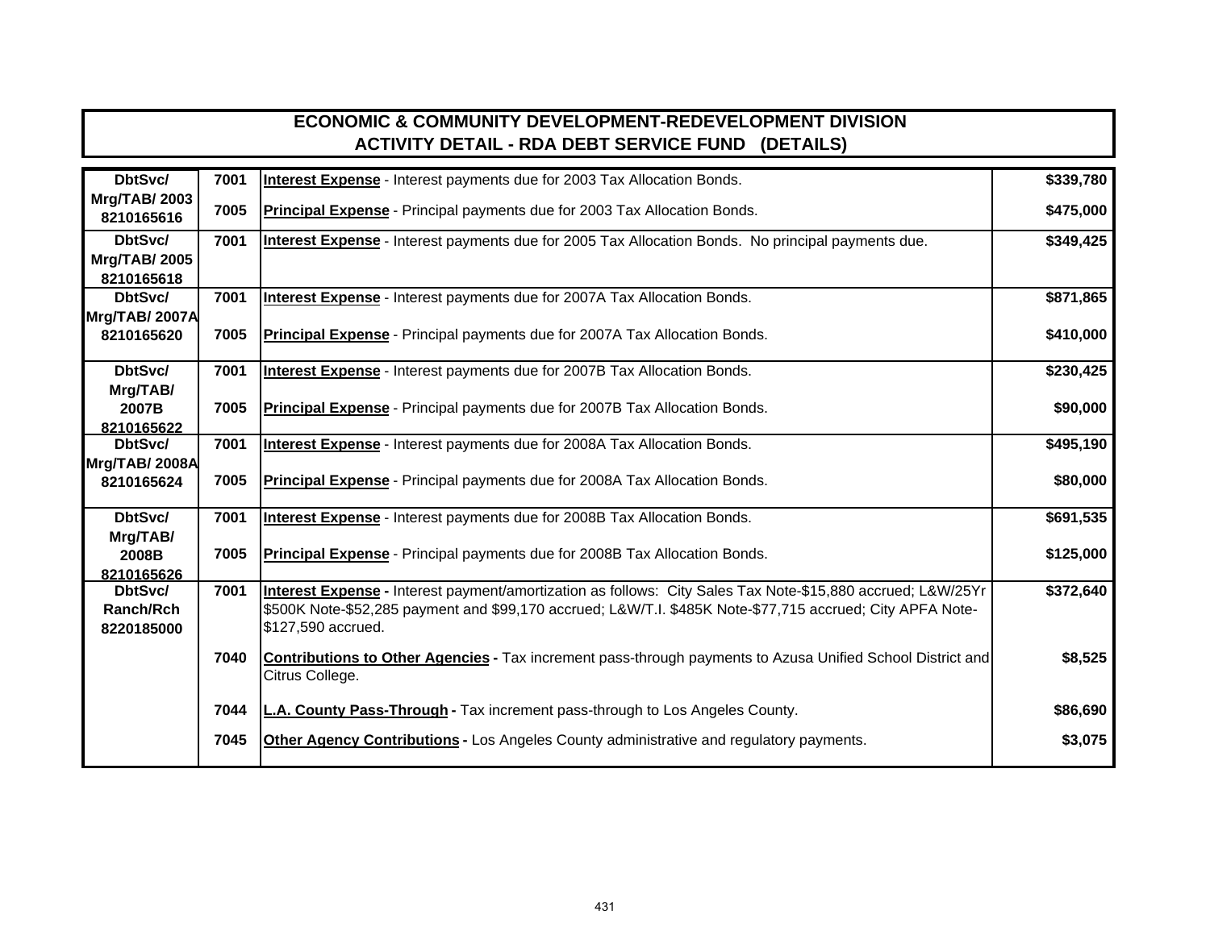## ECONOMIC & COMMUNITY DEVELOPMENT-REDEVELOPMENT DIVISION
## ACTIVITY DETAIL - RDA DEBT SERVICE FUND (DETAILS)

| | | | |
|---|---|---|---|
| **DbtSvc/ Mrg/TAB/ 2003 8210165616** | **7001** | **Interest Expense** - Interest payments due for 2003 Tax Allocation Bonds. | **$339,780** |
| | **7005** | **Principal Expense** - Principal payments due for 2003 Tax Allocation Bonds. | **$475,000** |
| **DbtSvc/ Mrg/TAB/ 2005 8210165618** | **7001** | **Interest Expense** - Interest payments due for 2005 Tax Allocation Bonds. No principal payments due. | **$349,425** |
| **DbtSvc/ Mrg/TAB/ 2007A 8210165620** | **7001** | **Interest Expense** - Interest payments due for 2007A Tax Allocation Bonds. | **$871,865** |
| | **7005** | **Principal Expense** - Principal payments due for 2007A Tax Allocation Bonds. | **$410,000** |
| **DbtSvc/ Mrg/TAB/ 2007B 8210165622** | **7001** | **Interest Expense** - Interest payments due for 2007B Tax Allocation Bonds. | **$230,425** |
| | **7005** | **Principal Expense** - Principal payments due for 2007B Tax Allocation Bonds. | **$90,000** |
| **DbtSvc/ Mrg/TAB/ 2008A 8210165624** | **7001** | **Interest Expense** - Interest payments due for 2008A Tax Allocation Bonds. | **$495,190** |
| | **7005** | **Principal Expense** - Principal payments due for 2008A Tax Allocation Bonds. | **$80,000** |
| **DbtSvc/ Mrg/TAB/ 2008B 8210165626** | **7001** | **Interest Expense** - Interest payments due for 2008B Tax Allocation Bonds. | **$691,535** |
| | **7005** | **Principal Expense** - Principal payments due for 2008B Tax Allocation Bonds. | **$125,000** |
| **DbtSvc/ Ranch/Rch 8220185000** | **7001** | **Interest Expense -** Interest payment/amortization as follows: City Sales Tax Note-$15,880 accrued; L&W/25Yr $500K Note-$52,285 payment and $99,170 accrued; L&W/T.I. $485K Note-$77,715 accrued; City APFA Note-$127,590 accrued. | **$372,640** |
| | **7040** | **Contributions to Other Agencies -** Tax increment pass-through payments to Azusa Unified School District and Citrus College. | **$8,525** |
| | **7044** | **L.A. County Pass-Through -** Tax increment pass-through to Los Angeles County. | **$86,690** |
| | **7045** | **Other Agency Contributions -** Los Angeles County administrative and regulatory payments. | **$3,075** |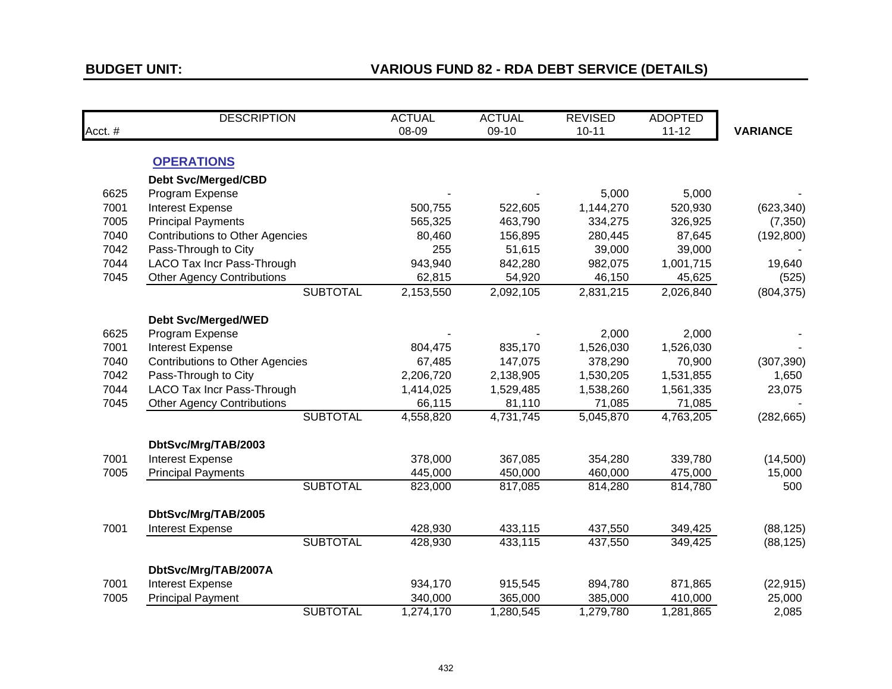**BUDGET UNIT:** **VARIOUS FUND 82 - RDA DEBT SERVICE (DETAILS)**

| Acct. # | DESCRIPTION | ACTUAL 08-09 | ACTUAL 09-10 | REVISED 10-11 | ADOPTED 11-12 | VARIANCE |
|---|---|---|---|---|---|---|
| | **OPERATIONS** | | | | | |
| | **Debt Svc/Merged/CBD** | | | | | |
| 6625 | Program Expense | - | - | 5,000 | 5,000 | - |
| 7001 | Interest Expense | 500,755 | 522,605 | 1,144,270 | 520,930 | (623,340) |
| 7005 | Principal Payments | 565,325 | 463,790 | 334,275 | 326,925 | (7,350) |
| 7040 | Contributions to Other Agencies | 80,460 | 156,895 | 280,445 | 87,645 | (192,800) |
| 7042 | Pass-Through to City | 255 | 51,615 | 39,000 | 39,000 | - |
| 7044 | LACO Tax Incr Pass-Through | 943,940 | 842,280 | 982,075 | 1,001,715 | 19,640 |
| 7045 | Other Agency Contributions | 62,815 | 54,920 | 46,150 | 45,625 | (525) |
| | SUBTOTAL | 2,153,550 | 2,092,105 | 2,831,215 | 2,026,840 | (804,375) |
| | **Debt Svc/Merged/WED** | | | | | |
| 6625 | Program Expense | - | - | 2,000 | 2,000 | - |
| 7001 | Interest Expense | 804,475 | 835,170 | 1,526,030 | 1,526,030 | - |
| 7040 | Contributions to Other Agencies | 67,485 | 147,075 | 378,290 | 70,900 | (307,390) |
| 7042 | Pass-Through to City | 2,206,720 | 2,138,905 | 1,530,205 | 1,531,855 | 1,650 |
| 7044 | LACO Tax Incr Pass-Through | 1,414,025 | 1,529,485 | 1,538,260 | 1,561,335 | 23,075 |
| 7045 | Other Agency Contributions | 66,115 | 81,110 | 71,085 | 71,085 | - |
| | SUBTOTAL | 4,558,820 | 4,731,745 | 5,045,870 | 4,763,205 | (282,665) |
| | **DbtSvc/Mrg/TAB/2003** | | | | | |
| 7001 | Interest Expense | 378,000 | 367,085 | 354,280 | 339,780 | (14,500) |
| 7005 | Principal Payments | 445,000 | 450,000 | 460,000 | 475,000 | 15,000 |
| | SUBTOTAL | 823,000 | 817,085 | 814,280 | 814,780 | 500 |
| | **DbtSvc/Mrg/TAB/2005** | | | | | |
| 7001 | Interest Expense | 428,930 | 433,115 | 437,550 | 349,425 | (88,125) |
| | SUBTOTAL | 428,930 | 433,115 | 437,550 | 349,425 | (88,125) |
| | **DbtSvc/Mrg/TAB/2007A** | | | | | |
| 7001 | Interest Expense | 934,170 | 915,545 | 894,780 | 871,865 | (22,915) |
| 7005 | Principal Payment | 340,000 | 365,000 | 385,000 | 410,000 | 25,000 |
| | SUBTOTAL | 1,274,170 | 1,280,545 | 1,279,780 | 1,281,865 | 2,085 |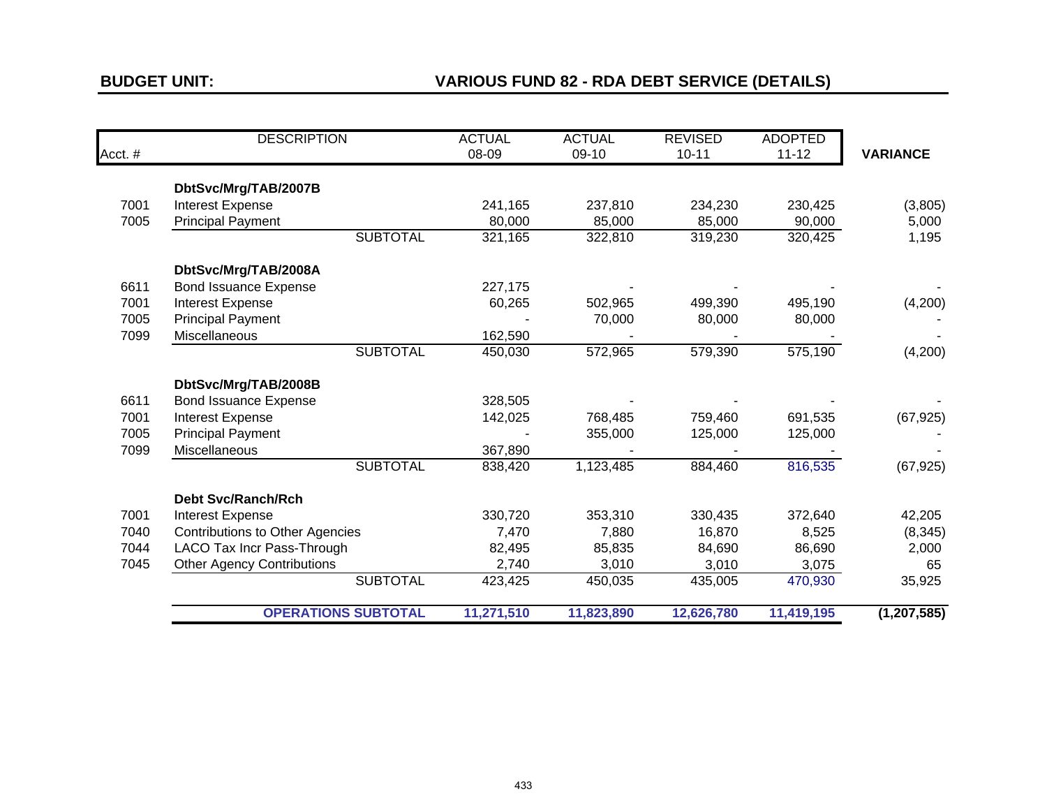**BUDGET UNIT:** **VARIOUS FUND 82 - RDA DEBT SERVICE (DETAILS)**

| Acct. # | DESCRIPTION | ACTUAL 08-09 | ACTUAL 09-10 | REVISED 10-11 | ADOPTED 11-12 | VARIANCE |
|---|---|---|---|---|---|---|
| | **DbtSvc/Mrg/TAB/2007B** | | | | | |
| 7001 | Interest Expense | 241,165 | 237,810 | 234,230 | 230,425 | (3,805) |
| 7005 | Principal Payment | 80,000 | 85,000 | 85,000 | 90,000 | 5,000 |
| | SUBTOTAL | 321,165 | 322,810 | 319,230 | 320,425 | 1,195 |
| | **DbtSvc/Mrg/TAB/2008A** | | | | | |
| 6611 | Bond Issuance Expense | 227,175 | - | - | - | - |
| 7001 | Interest Expense | 60,265 | 502,965 | 499,390 | 495,190 | (4,200) |
| 7005 | Principal Payment | - | 70,000 | 80,000 | 80,000 | - |
| 7099 | Miscellaneous | 162,590 | - | - | - | - |
| | SUBTOTAL | 450,030 | 572,965 | 579,390 | 575,190 | (4,200) |
| | **DbtSvc/Mrg/TAB/2008B** | | | | | |
| 6611 | Bond Issuance Expense | 328,505 | - | - | - | - |
| 7001 | Interest Expense | 142,025 | 768,485 | 759,460 | 691,535 | (67,925) |
| 7005 | Principal Payment | - | 355,000 | 125,000 | 125,000 | - |
| 7099 | Miscellaneous | 367,890 | - | - | - | - |
| | SUBTOTAL | 838,420 | 1,123,485 | 884,460 | 816,535 | (67,925) |
| | **Debt Svc/Ranch/Rch** | | | | | |
| 7001 | Interest Expense | 330,720 | 353,310 | 330,435 | 372,640 | 42,205 |
| 7040 | Contributions to Other Agencies | 7,470 | 7,880 | 16,870 | 8,525 | (8,345) |
| 7044 | LACO Tax Incr Pass-Through | 82,495 | 85,835 | 84,690 | 86,690 | 2,000 |
| 7045 | Other Agency Contributions | 2,740 | 3,010 | 3,010 | 3,075 | 65 |
| | SUBTOTAL | 423,425 | 450,035 | 435,005 | 470,930 | 35,925 |
| | **OPERATIONS SUBTOTAL** | **11,271,510** | **11,823,890** | **12,626,780** | **11,419,195** | **(1,207,585)** |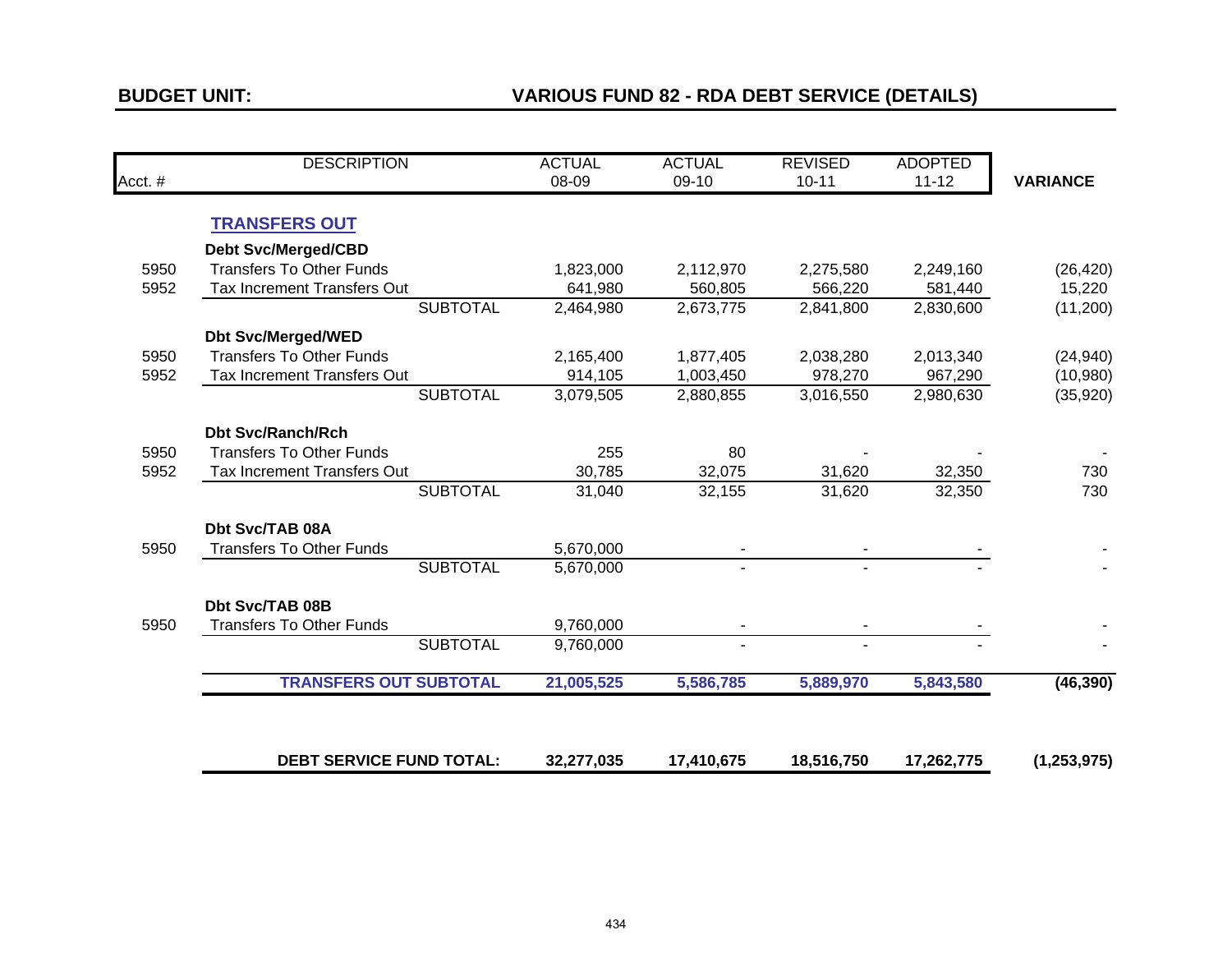**BUDGET UNIT:** **VARIOUS FUND 82 - RDA DEBT SERVICE (DETAILS)**

| Acct. # | DESCRIPTION | ACTUAL 08-09 | ACTUAL 09-10 | REVISED 10-11 | ADOPTED 11-12 | VARIANCE |
|---|---|---|---|---|---|---|
| | **TRANSFERS OUT** | | | | | |
| | **Debt Svc/Merged/CBD** | | | | | |
| 5950 | Transfers To Other Funds | 1,823,000 | 2,112,970 | 2,275,580 | 2,249,160 | (26,420) |
| 5952 | Tax Increment Transfers Out | 641,980 | 560,805 | 566,220 | 581,440 | 15,220 |
| | SUBTOTAL | 2,464,980 | 2,673,775 | 2,841,800 | 2,830,600 | (11,200) |
| | **Dbt Svc/Merged/WED** | | | | | |
| 5950 | Transfers To Other Funds | 2,165,400 | 1,877,405 | 2,038,280 | 2,013,340 | (24,940) |
| 5952 | Tax Increment Transfers Out | 914,105 | 1,003,450 | 978,270 | 967,290 | (10,980) |
| | SUBTOTAL | 3,079,505 | 2,880,855 | 3,016,550 | 2,980,630 | (35,920) |
| | **Dbt Svc/Ranch/Rch** | | | | | |
| 5950 | Transfers To Other Funds | 255 | 80 | - | - | - |
| 5952 | Tax Increment Transfers Out | 30,785 | 32,075 | 31,620 | 32,350 | 730 |
| | SUBTOTAL | 31,040 | 32,155 | 31,620 | 32,350 | 730 |
| | **Dbt Svc/TAB 08A** | | | | | |
| 5950 | Transfers To Other Funds | 5,670,000 | - | - | - | - |
| | SUBTOTAL | 5,670,000 | - | - | - | - |
| | **Dbt Svc/TAB 08B** | | | | | |
| 5950 | Transfers To Other Funds | 9,760,000 | - | - | - | - |
| | SUBTOTAL | 9,760,000 | - | - | - | - |
| | **TRANSFERS OUT SUBTOTAL** | **21,005,525** | **5,586,785** | **5,889,970** | **5,843,580** | **(46,390)** |
| | **DEBT SERVICE FUND TOTAL:** | **32,277,035** | **17,410,675** | **18,516,750** | **17,262,775** | **(1,253,975)** |